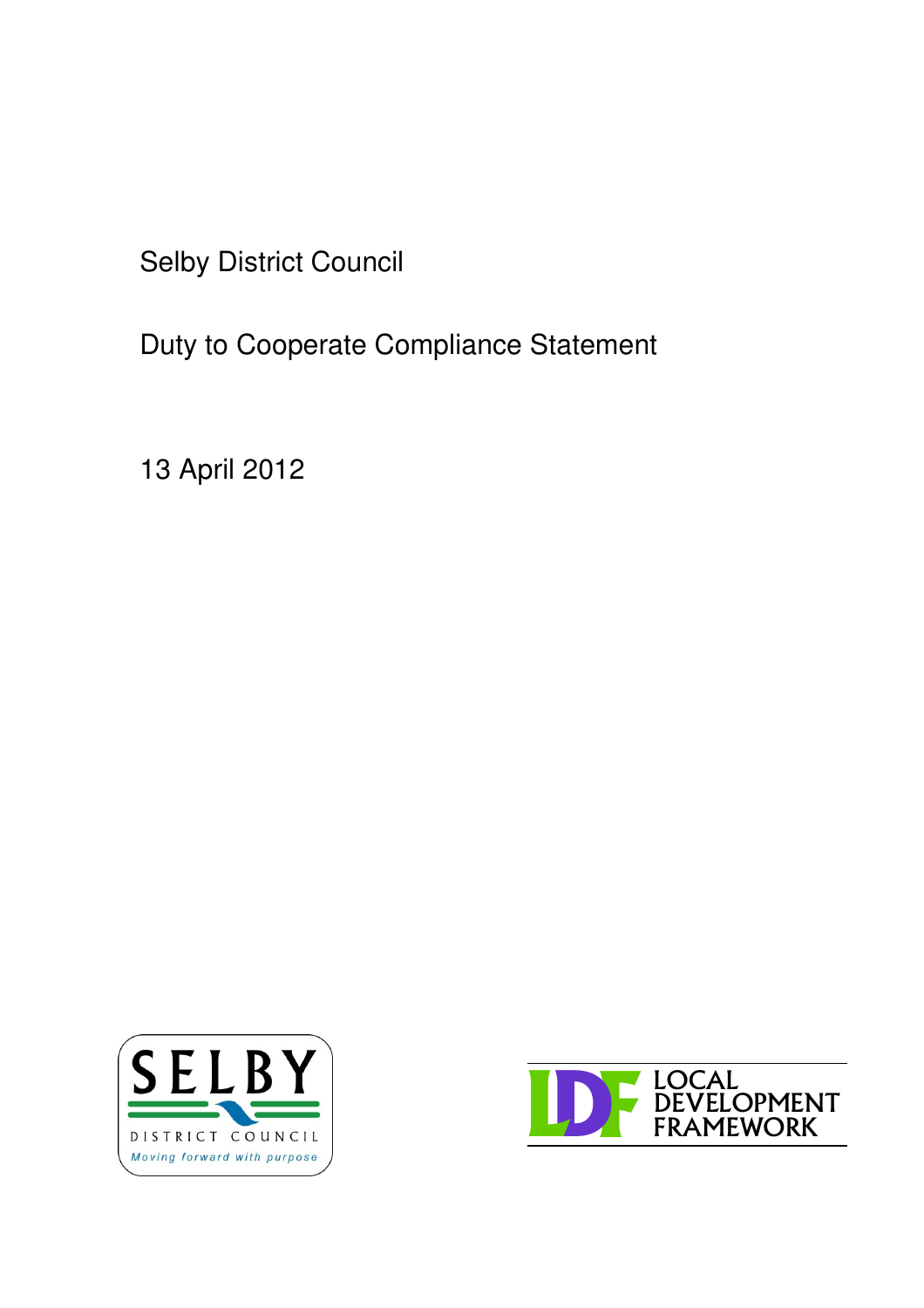Selby District Council

# Duty to Cooperate Compliance Statement

13 April 2012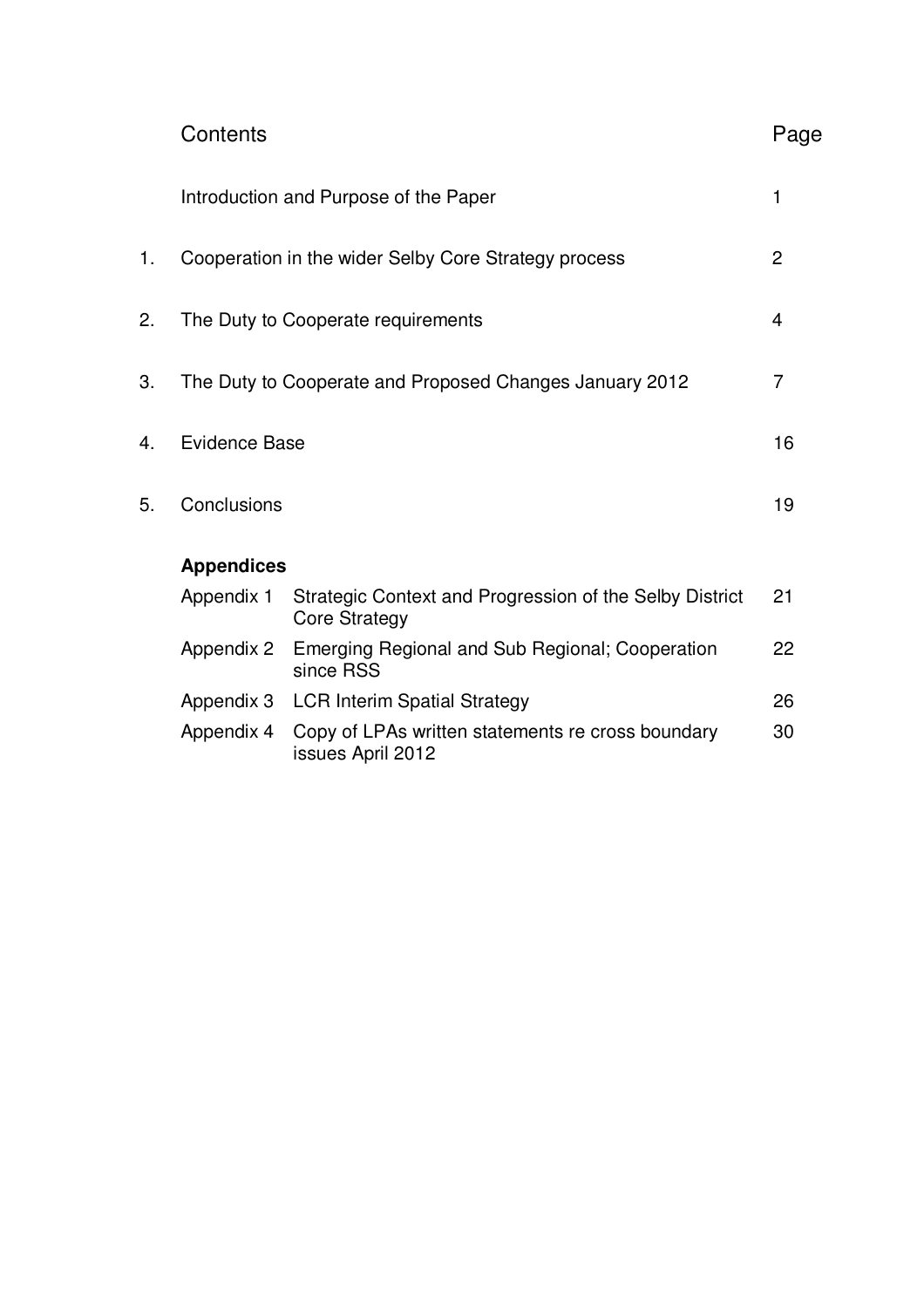# Contents

| | Contents | Page |
|---|---|---|
| | Introduction and Purpose of the Paper | 1 |
| 1. | Cooperation in the wider Selby Core Strategy process | 2 |
| 2. | The Duty to Cooperate requirements | 4 |
| 3. | The Duty to Cooperate and Proposed Changes January 2012 | 7 |
| 4. | Evidence Base | 16 |
| 5. | Conclusions | 19 |

**Appendices**

| Appendix | Title | Page |
|---|---|---|
| Appendix 1 | Strategic Context and Progression of the Selby District Core Strategy | 21 |
| Appendix 2 | Emerging Regional and Sub Regional; Cooperation since RSS | 22 |
| Appendix 3 | LCR Interim Spatial Strategy | 26 |
| Appendix 4 | Copy of LPAs written statements re cross boundary issues April 2012 | 30 |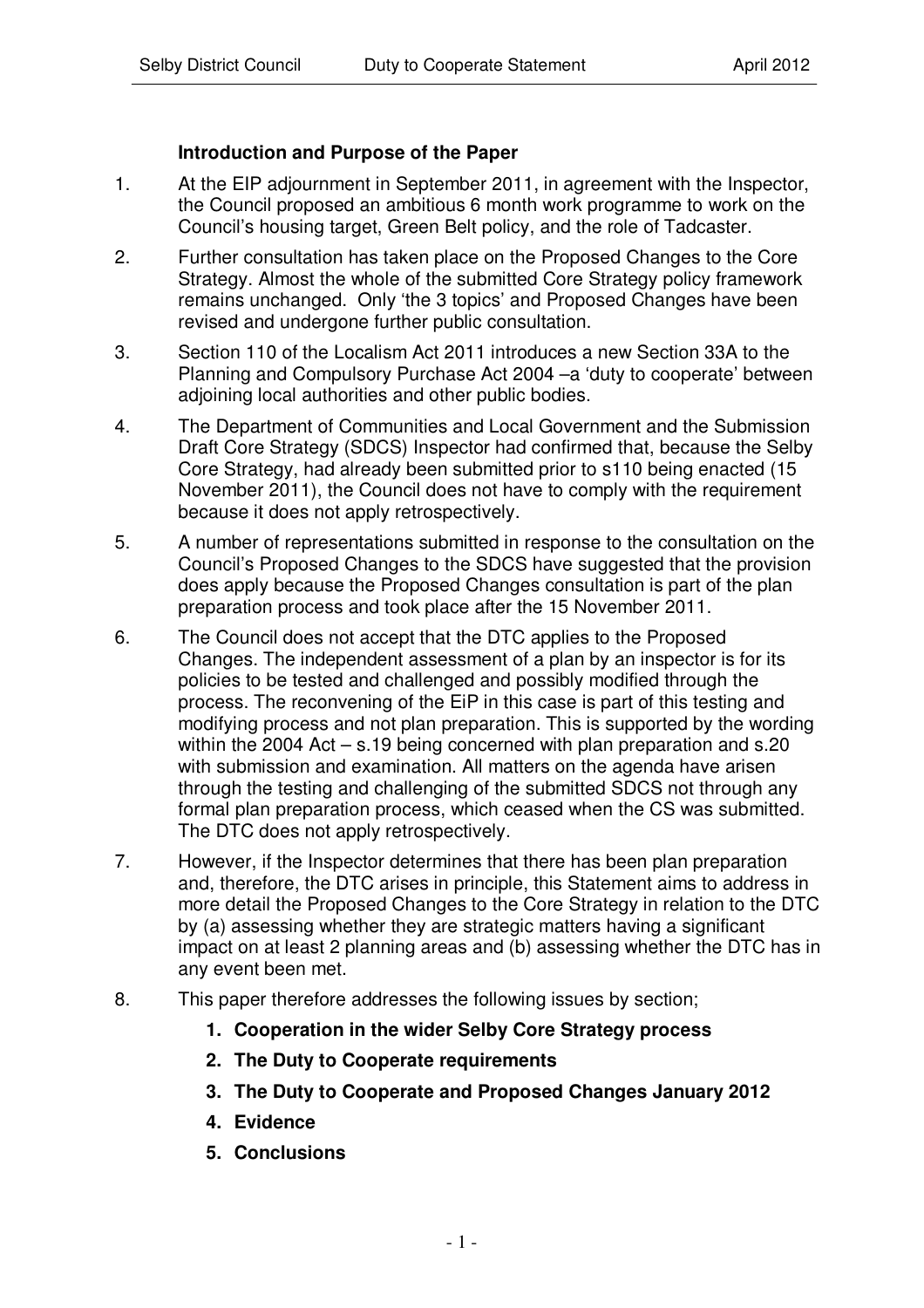## Introduction and Purpose of the Paper

1. At the EIP adjournment in September 2011, in agreement with the Inspector, the Council proposed an ambitious 6 month work programme to work on the Council's housing target, Green Belt policy, and the role of Tadcaster.

2. Further consultation has taken place on the Proposed Changes to the Core Strategy. Almost the whole of the submitted Core Strategy policy framework remains unchanged. Only 'the 3 topics' and Proposed Changes have been revised and undergone further public consultation.

3. Section 110 of the Localism Act 2011 introduces a new Section 33A to the Planning and Compulsory Purchase Act 2004 –a 'duty to cooperate' between adjoining local authorities and other public bodies.

4. The Department of Communities and Local Government and the Submission Draft Core Strategy (SDCS) Inspector had confirmed that, because the Selby Core Strategy, had already been submitted prior to s110 being enacted (15 November 2011), the Council does not have to comply with the requirement because it does not apply retrospectively.

5. A number of representations submitted in response to the consultation on the Council's Proposed Changes to the SDCS have suggested that the provision does apply because the Proposed Changes consultation is part of the plan preparation process and took place after the 15 November 2011.

6. The Council does not accept that the DTC applies to the Proposed Changes. The independent assessment of a plan by an inspector is for its policies to be tested and challenged and possibly modified through the process. The reconvening of the EiP in this case is part of this testing and modifying process and not plan preparation. This is supported by the wording within the 2004 Act – s.19 being concerned with plan preparation and s.20 with submission and examination. All matters on the agenda have arisen through the testing and challenging of the submitted SDCS not through any formal plan preparation process, which ceased when the CS was submitted. The DTC does not apply retrospectively.

7. However, if the Inspector determines that there has been plan preparation and, therefore, the DTC arises in principle, this Statement aims to address in more detail the Proposed Changes to the Core Strategy in relation to the DTC by (a) assessing whether they are strategic matters having a significant impact on at least 2 planning areas and (b) assessing whether the DTC has in any event been met.

8. This paper therefore addresses the following issues by section;

   1. **Cooperation in the wider Selby Core Strategy process**
   2. **The Duty to Cooperate requirements**
   3. **The Duty to Cooperate and Proposed Changes January 2012**
   4. **Evidence**
   5. **Conclusions**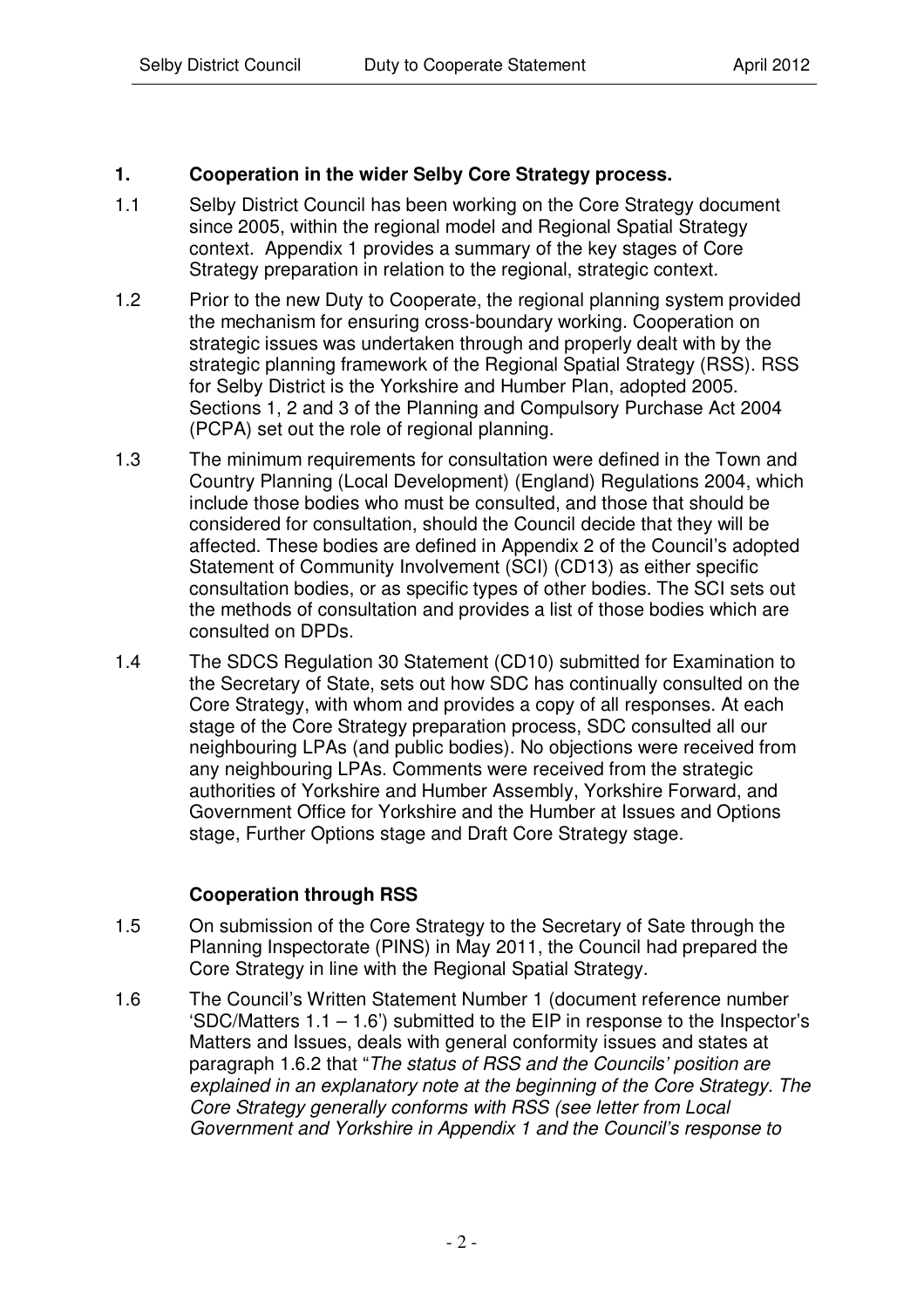## 1. Cooperation in the wider Selby Core Strategy process.

1.1 Selby District Council has been working on the Core Strategy document since 2005, within the regional model and Regional Spatial Strategy context. Appendix 1 provides a summary of the key stages of Core Strategy preparation in relation to the regional, strategic context.

1.2 Prior to the new Duty to Cooperate, the regional planning system provided the mechanism for ensuring cross-boundary working. Cooperation on strategic issues was undertaken through and properly dealt with by the strategic planning framework of the Regional Spatial Strategy (RSS). RSS for Selby District is the Yorkshire and Humber Plan, adopted 2005. Sections 1, 2 and 3 of the Planning and Compulsory Purchase Act 2004 (PCPA) set out the role of regional planning.

1.3 The minimum requirements for consultation were defined in the Town and Country Planning (Local Development) (England) Regulations 2004, which include those bodies who must be consulted, and those that should be considered for consultation, should the Council decide that they will be affected. These bodies are defined in Appendix 2 of the Council's adopted Statement of Community Involvement (SCI) (CD13) as either specific consultation bodies, or as specific types of other bodies. The SCI sets out the methods of consultation and provides a list of those bodies which are consulted on DPDs.

1.4 The SDCS Regulation 30 Statement (CD10) submitted for Examination to the Secretary of State, sets out how SDC has continually consulted on the Core Strategy, with whom and provides a copy of all responses. At each stage of the Core Strategy preparation process, SDC consulted all our neighbouring LPAs (and public bodies). No objections were received from any neighbouring LPAs. Comments were received from the strategic authorities of Yorkshire and Humber Assembly, Yorkshire Forward, and Government Office for Yorkshire and the Humber at Issues and Options stage, Further Options stage and Draft Core Strategy stage.

### Cooperation through RSS

1.5 On submission of the Core Strategy to the Secretary of Sate through the Planning Inspectorate (PINS) in May 2011, the Council had prepared the Core Strategy in line with the Regional Spatial Strategy.

1.6 The Council's Written Statement Number 1 (document reference number 'SDC/Matters 1.1 – 1.6') submitted to the EIP in response to the Inspector's Matters and Issues, deals with general conformity issues and states at paragraph 1.6.2 that "*The status of RSS and the Councils' position are explained in an explanatory note at the beginning of the Core Strategy. The Core Strategy generally conforms with RSS (see letter from Local Government and Yorkshire in Appendix 1 and the Council's response to*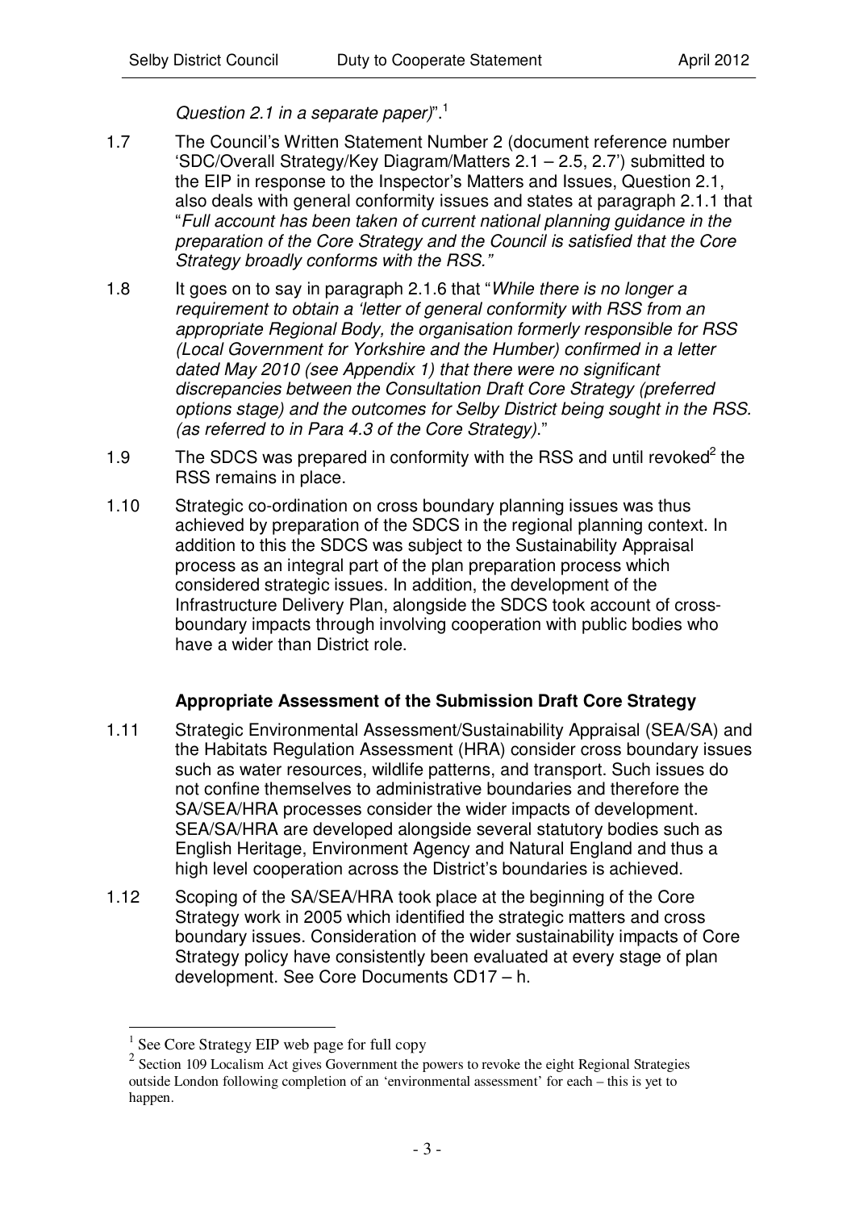*Question 2.1 in a separate paper)*".[1]

1.7 The Council's Written Statement Number 2 (document reference number 'SDC/Overall Strategy/Key Diagram/Matters 2.1 – 2.5, 2.7') submitted to the EIP in response to the Inspector's Matters and Issues, Question 2.1, also deals with general conformity issues and states at paragraph 2.1.1 that "*Full account has been taken of current national planning guidance in the preparation of the Core Strategy and the Council is satisfied that the Core Strategy broadly conforms with the RSS.*"

1.8 It goes on to say in paragraph 2.1.6 that "*While there is no longer a requirement to obtain a 'letter of general conformity with RSS from an appropriate Regional Body, the organisation formerly responsible for RSS (Local Government for Yorkshire and the Humber) confirmed in a letter dated May 2010 (see Appendix 1) that there were no significant discrepancies between the Consultation Draft Core Strategy (preferred options stage) and the outcomes for Selby District being sought in the RSS. (as referred to in Para 4.3 of the Core Strategy).*"

1.9 The SDCS was prepared in conformity with the RSS and until revoked[2] the RSS remains in place.

1.10 Strategic co-ordination on cross boundary planning issues was thus achieved by preparation of the SDCS in the regional planning context. In addition to this the SDCS was subject to the Sustainability Appraisal process as an integral part of the plan preparation process which considered strategic issues. In addition, the development of the Infrastructure Delivery Plan, alongside the SDCS took account of cross-boundary impacts through involving cooperation with public bodies who have a wider than District role.

### Appropriate Assessment of the Submission Draft Core Strategy

1.11 Strategic Environmental Assessment/Sustainability Appraisal (SEA/SA) and the Habitats Regulation Assessment (HRA) consider cross boundary issues such as water resources, wildlife patterns, and transport. Such issues do not confine themselves to administrative boundaries and therefore the SA/SEA/HRA processes consider the wider impacts of development. SEA/SA/HRA are developed alongside several statutory bodies such as English Heritage, Environment Agency and Natural England and thus a high level cooperation across the District's boundaries is achieved.

1.12 Scoping of the SA/SEA/HRA took place at the beginning of the Core Strategy work in 2005 which identified the strategic matters and cross boundary issues. Consideration of the wider sustainability impacts of Core Strategy policy have consistently been evaluated at every stage of plan development. See Core Documents CD17 – h.

---

[1] See Core Strategy EIP web page for full copy

[2] Section 109 Localism Act gives Government the powers to revoke the eight Regional Strategies outside London following completion of an 'environmental assessment' for each – this is yet to happen.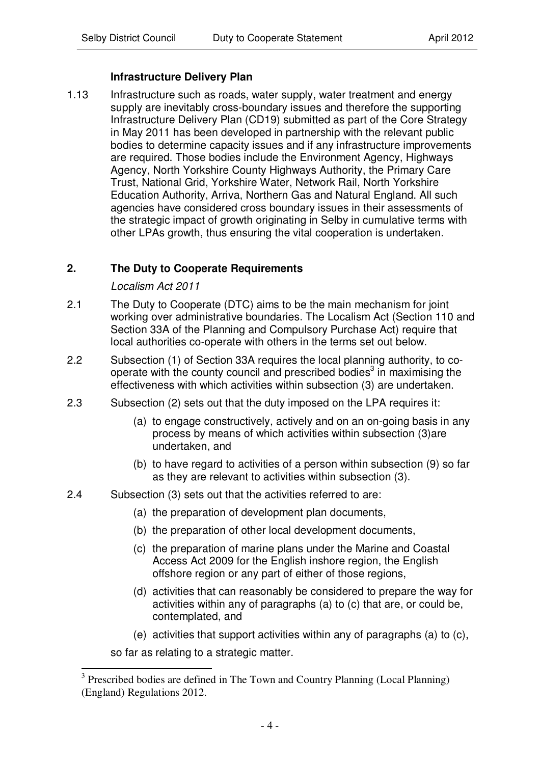### Infrastructure Delivery Plan

1.13 Infrastructure such as roads, water supply, water treatment and energy supply are inevitably cross-boundary issues and therefore the supporting Infrastructure Delivery Plan (CD19) submitted as part of the Core Strategy in May 2011 has been developed in partnership with the relevant public bodies to determine capacity issues and if any infrastructure improvements are required. Those bodies include the Environment Agency, Highways Agency, North Yorkshire County Highways Authority, the Primary Care Trust, National Grid, Yorkshire Water, Network Rail, North Yorkshire Education Authority, Arriva, Northern Gas and Natural England. All such agencies have considered cross boundary issues in their assessments of the strategic impact of growth originating in Selby in cumulative terms with other LPAs growth, thus ensuring the vital cooperation is undertaken.

## 2. The Duty to Cooperate Requirements

*Localism Act 2011*

2.1 The Duty to Cooperate (DTC) aims to be the main mechanism for joint working over administrative boundaries. The Localism Act (Section 110 and Section 33A of the Planning and Compulsory Purchase Act) require that local authorities co-operate with others in the terms set out below.

2.2 Subsection (1) of Section 33A requires the local planning authority, to co-operate with the county council and prescribed bodies[3] in maximising the effectiveness with which activities within subsection (3) are undertaken.

2.3 Subsection (2) sets out that the duty imposed on the LPA requires it:

(a) to engage constructively, actively and on an on-going basis in any process by means of which activities within subsection (3)are undertaken, and

(b) to have regard to activities of a person within subsection (9) so far as they are relevant to activities within subsection (3).

2.4 Subsection (3) sets out that the activities referred to are:

(a) the preparation of development plan documents,

(b) the preparation of other local development documents,

(c) the preparation of marine plans under the Marine and Coastal Access Act 2009 for the English inshore region, the English offshore region or any part of either of those regions,

(d) activities that can reasonably be considered to prepare the way for activities within any of paragraphs (a) to (c) that are, or could be, contemplated, and

(e) activities that support activities within any of paragraphs (a) to (c),

so far as relating to a strategic matter.

[3] Prescribed bodies are defined in The Town and Country Planning (Local Planning) (England) Regulations 2012.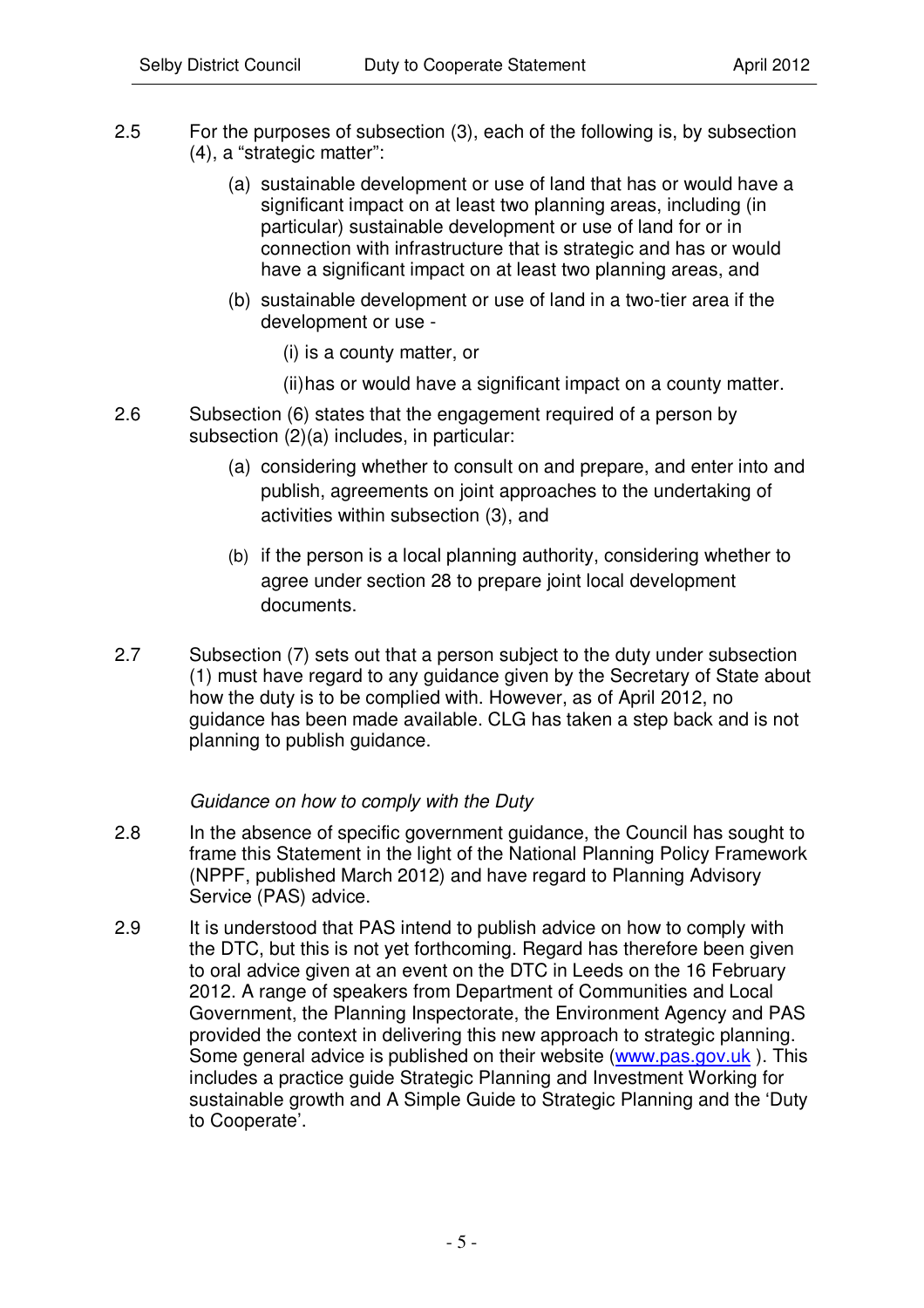2.5 For the purposes of subsection (3), each of the following is, by subsection (4), a “strategic matter”:

(a) sustainable development or use of land that has or would have a significant impact on at least two planning areas, including (in particular) sustainable development or use of land for or in connection with infrastructure that is strategic and has or would have a significant impact on at least two planning areas, and

(b) sustainable development or use of land in a two-tier area if the development or use -

(i) is a county matter, or

(ii) has or would have a significant impact on a county matter.

2.6 Subsection (6) states that the engagement required of a person by subsection (2)(a) includes, in particular:

(a) considering whether to consult on and prepare, and enter into and publish, agreements on joint approaches to the undertaking of activities within subsection (3), and

(b) if the person is a local planning authority, considering whether to agree under section 28 to prepare joint local development documents.

2.7 Subsection (7) sets out that a person subject to the duty under subsection (1) must have regard to any guidance given by the Secretary of State about how the duty is to be complied with. However, as of April 2012, no guidance has been made available. CLG has taken a step back and is not planning to publish guidance.

*Guidance on how to comply with the Duty*

2.8 In the absence of specific government guidance, the Council has sought to frame this Statement in the light of the National Planning Policy Framework (NPPF, published March 2012) and have regard to Planning Advisory Service (PAS) advice.

2.9 It is understood that PAS intend to publish advice on how to comply with the DTC, but this is not yet forthcoming. Regard has therefore been given to oral advice given at an event on the DTC in Leeds on the 16 February 2012. A range of speakers from Department of Communities and Local Government, the Planning Inspectorate, the Environment Agency and PAS provided the context in delivering this new approach to strategic planning. Some general advice is published on their website (www.pas.gov.uk ). This includes a practice guide Strategic Planning and Investment Working for sustainable growth and A Simple Guide to Strategic Planning and the ‘Duty to Cooperate’.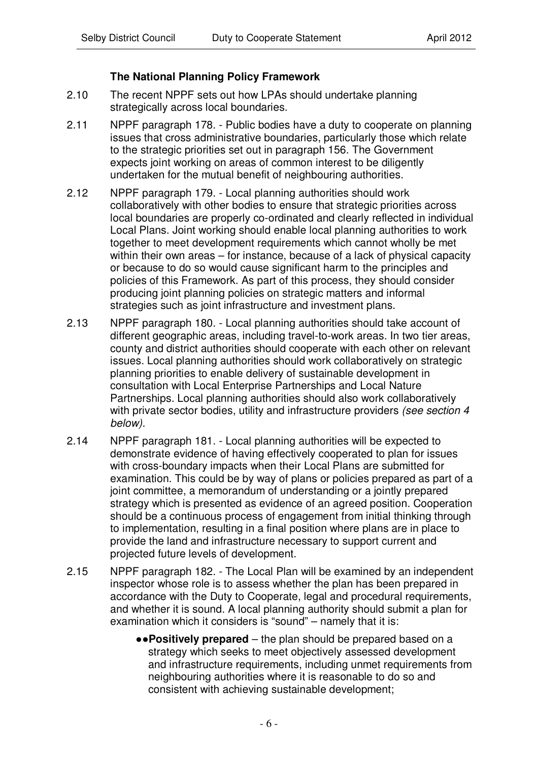### The National Planning Policy Framework

2.10 The recent NPPF sets out how LPAs should undertake planning strategically across local boundaries.

2.11 NPPF paragraph 178. - Public bodies have a duty to cooperate on planning issues that cross administrative boundaries, particularly those which relate to the strategic priorities set out in paragraph 156. The Government expects joint working on areas of common interest to be diligently undertaken for the mutual benefit of neighbouring authorities.

2.12 NPPF paragraph 179. - Local planning authorities should work collaboratively with other bodies to ensure that strategic priorities across local boundaries are properly co-ordinated and clearly reflected in individual Local Plans. Joint working should enable local planning authorities to work together to meet development requirements which cannot wholly be met within their own areas – for instance, because of a lack of physical capacity or because to do so would cause significant harm to the principles and policies of this Framework. As part of this process, they should consider producing joint planning policies on strategic matters and informal strategies such as joint infrastructure and investment plans.

2.13 NPPF paragraph 180. - Local planning authorities should take account of different geographic areas, including travel-to-work areas. In two tier areas, county and district authorities should cooperate with each other on relevant issues. Local planning authorities should work collaboratively on strategic planning priorities to enable delivery of sustainable development in consultation with Local Enterprise Partnerships and Local Nature Partnerships. Local planning authorities should also work collaboratively with private sector bodies, utility and infrastructure providers *(see section 4 below).*

2.14 NPPF paragraph 181. - Local planning authorities will be expected to demonstrate evidence of having effectively cooperated to plan for issues with cross-boundary impacts when their Local Plans are submitted for examination. This could be by way of plans or policies prepared as part of a joint committee, a memorandum of understanding or a jointly prepared strategy which is presented as evidence of an agreed position. Cooperation should be a continuous process of engagement from initial thinking through to implementation, resulting in a final position where plans are in place to provide the land and infrastructure necessary to support current and projected future levels of development.

2.15 NPPF paragraph 182. - The Local Plan will be examined by an independent inspector whose role is to assess whether the plan has been prepared in accordance with the Duty to Cooperate, legal and procedural requirements, and whether it is sound. A local planning authority should submit a plan for examination which it considers is "sound" – namely that it is:

- **Positively prepared** – the plan should be prepared based on a strategy which seeks to meet objectively assessed development and infrastructure requirements, including unmet requirements from neighbouring authorities where it is reasonable to do so and consistent with achieving sustainable development;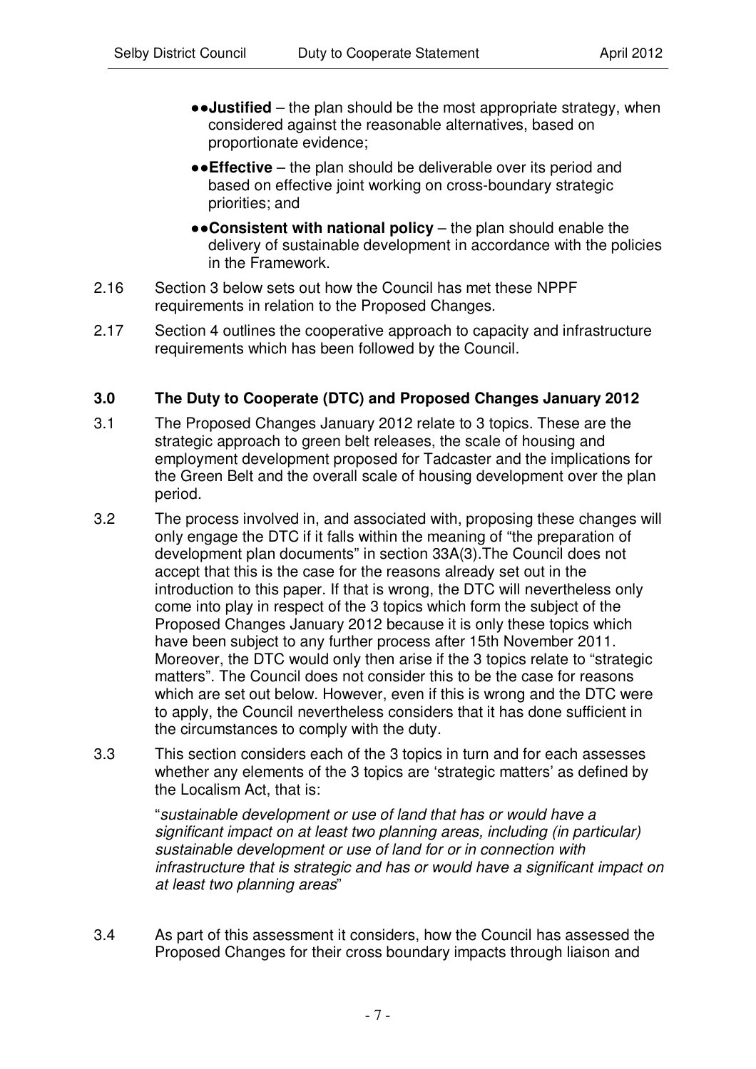- **Justified** – the plan should be the most appropriate strategy, when considered against the reasonable alternatives, based on proportionate evidence;
- **Effective** – the plan should be deliverable over its period and based on effective joint working on cross-boundary strategic priorities; and
- **Consistent with national policy** – the plan should enable the delivery of sustainable development in accordance with the policies in the Framework.

2.16 Section 3 below sets out how the Council has met these NPPF requirements in relation to the Proposed Changes.

2.17 Section 4 outlines the cooperative approach to capacity and infrastructure requirements which has been followed by the Council.

## 3.0 The Duty to Cooperate (DTC) and Proposed Changes January 2012

3.1 The Proposed Changes January 2012 relate to 3 topics. These are the strategic approach to green belt releases, the scale of housing and employment development proposed for Tadcaster and the implications for the Green Belt and the overall scale of housing development over the plan period.

3.2 The process involved in, and associated with, proposing these changes will only engage the DTC if it falls within the meaning of "the preparation of development plan documents" in section 33A(3).The Council does not accept that this is the case for the reasons already set out in the introduction to this paper. If that is wrong, the DTC will nevertheless only come into play in respect of the 3 topics which form the subject of the Proposed Changes January 2012 because it is only these topics which have been subject to any further process after 15th November 2011. Moreover, the DTC would only then arise if the 3 topics relate to "strategic matters". The Council does not consider this to be the case for reasons which are set out below. However, even if this is wrong and the DTC were to apply, the Council nevertheless considers that it has done sufficient in the circumstances to comply with the duty.

3.3 This section considers each of the 3 topics in turn and for each assesses whether any elements of the 3 topics are 'strategic matters' as defined by the Localism Act, that is:

> "*sustainable development or use of land that has or would have a significant impact on at least two planning areas, including (in particular) sustainable development or use of land for or in connection with infrastructure that is strategic and has or would have a significant impact on at least two planning areas*"

3.4 As part of this assessment it considers, how the Council has assessed the Proposed Changes for their cross boundary impacts through liaison and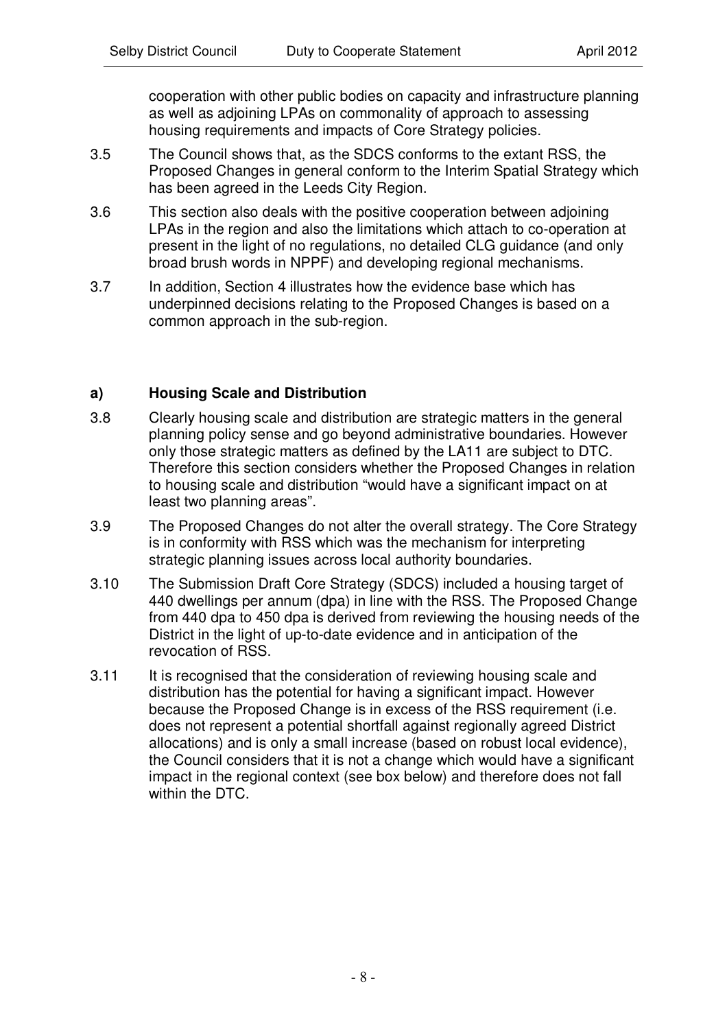cooperation with other public bodies on capacity and infrastructure planning as well as adjoining LPAs on commonality of approach to assessing housing requirements and impacts of Core Strategy policies.

3.5 The Council shows that, as the SDCS conforms to the extant RSS, the Proposed Changes in general conform to the Interim Spatial Strategy which has been agreed in the Leeds City Region.

3.6 This section also deals with the positive cooperation between adjoining LPAs in the region and also the limitations which attach to co-operation at present in the light of no regulations, no detailed CLG guidance (and only broad brush words in NPPF) and developing regional mechanisms.

3.7 In addition, Section 4 illustrates how the evidence base which has underpinned decisions relating to the Proposed Changes is based on a common approach in the sub-region.

### a) Housing Scale and Distribution

3.8 Clearly housing scale and distribution are strategic matters in the general planning policy sense and go beyond administrative boundaries. However only those strategic matters as defined by the LA11 are subject to DTC. Therefore this section considers whether the Proposed Changes in relation to housing scale and distribution "would have a significant impact on at least two planning areas".

3.9 The Proposed Changes do not alter the overall strategy. The Core Strategy is in conformity with RSS which was the mechanism for interpreting strategic planning issues across local authority boundaries.

3.10 The Submission Draft Core Strategy (SDCS) included a housing target of 440 dwellings per annum (dpa) in line with the RSS. The Proposed Change from 440 dpa to 450 dpa is derived from reviewing the housing needs of the District in the light of up-to-date evidence and in anticipation of the revocation of RSS.

3.11 It is recognised that the consideration of reviewing housing scale and distribution has the potential for having a significant impact. However because the Proposed Change is in excess of the RSS requirement (i.e. does not represent a potential shortfall against regionally agreed District allocations) and is only a small increase (based on robust local evidence), the Council considers that it is not a change which would have a significant impact in the regional context (see box below) and therefore does not fall within the DTC.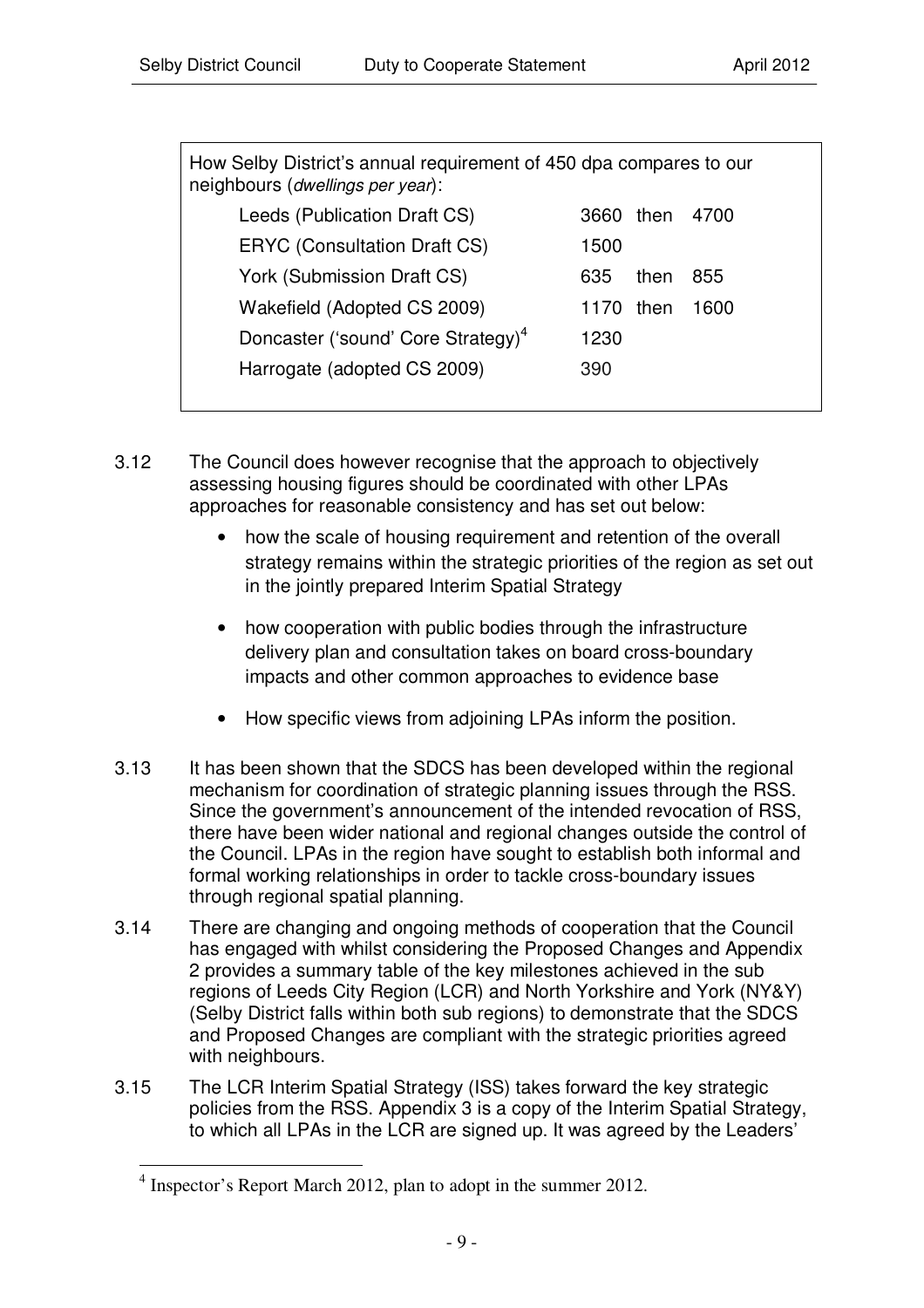| How Selby District's annual requirement of 450 dpa compares to our neighbours (*dwellings per year*): | |
|---|---|
| Leeds (Publication Draft CS) | 3660 then 4700 |
| ERYC (Consultation Draft CS) | 1500 |
| York (Submission Draft CS) | 635 then 855 |
| Wakefield (Adopted CS 2009) | 1170 then 1600 |
| Doncaster ('sound' Core Strategy)[4] | 1230 |
| Harrogate (adopted CS 2009) | 390 |

3.12 The Council does however recognise that the approach to objectively assessing housing figures should be coordinated with other LPAs approaches for reasonable consistency and has set out below:

- how the scale of housing requirement and retention of the overall strategy remains within the strategic priorities of the region as set out in the jointly prepared Interim Spatial Strategy
- how cooperation with public bodies through the infrastructure delivery plan and consultation takes on board cross-boundary impacts and other common approaches to evidence base
- How specific views from adjoining LPAs inform the position.

3.13 It has been shown that the SDCS has been developed within the regional mechanism for coordination of strategic planning issues through the RSS. Since the government's announcement of the intended revocation of RSS, there have been wider national and regional changes outside the control of the Council. LPAs in the region have sought to establish both informal and formal working relationships in order to tackle cross-boundary issues through regional spatial planning.

3.14 There are changing and ongoing methods of cooperation that the Council has engaged with whilst considering the Proposed Changes and Appendix 2 provides a summary table of the key milestones achieved in the sub regions of Leeds City Region (LCR) and North Yorkshire and York (NY&Y) (Selby District falls within both sub regions) to demonstrate that the SDCS and Proposed Changes are compliant with the strategic priorities agreed with neighbours.

3.15 The LCR Interim Spatial Strategy (ISS) takes forward the key strategic policies from the RSS. Appendix 3 is a copy of the Interim Spatial Strategy, to which all LPAs in the LCR are signed up. It was agreed by the Leaders'

[4] Inspector's Report March 2012, plan to adopt in the summer 2012.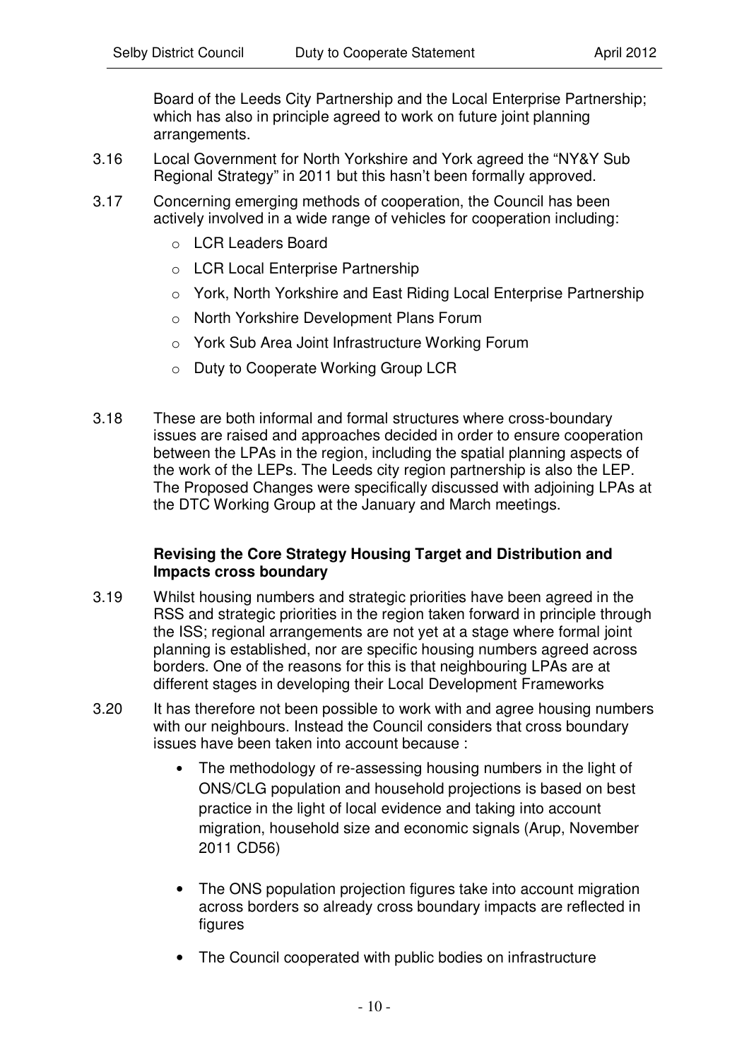Board of the Leeds City Partnership and the Local Enterprise Partnership; which has also in principle agreed to work on future joint planning arrangements.

3.16 Local Government for North Yorkshire and York agreed the “NY&Y Sub Regional Strategy” in 2011 but this hasn’t been formally approved.

3.17 Concerning emerging methods of cooperation, the Council has been actively involved in a wide range of vehicles for cooperation including:

- LCR Leaders Board
- LCR Local Enterprise Partnership
- York, North Yorkshire and East Riding Local Enterprise Partnership
- North Yorkshire Development Plans Forum
- York Sub Area Joint Infrastructure Working Forum
- Duty to Cooperate Working Group LCR

3.18 These are both informal and formal structures where cross-boundary issues are raised and approaches decided in order to ensure cooperation between the LPAs in the region, including the spatial planning aspects of the work of the LEPs. The Leeds city region partnership is also the LEP. The Proposed Changes were specifically discussed with adjoining LPAs at the DTC Working Group at the January and March meetings.

**Revising the Core Strategy Housing Target and Distribution and Impacts cross boundary**

3.19 Whilst housing numbers and strategic priorities have been agreed in the RSS and strategic priorities in the region taken forward in principle through the ISS; regional arrangements are not yet at a stage where formal joint planning is established, nor are specific housing numbers agreed across borders. One of the reasons for this is that neighbouring LPAs are at different stages in developing their Local Development Frameworks

3.20 It has therefore not been possible to work with and agree housing numbers with our neighbours. Instead the Council considers that cross boundary issues have been taken into account because :

- The methodology of re-assessing housing numbers in the light of ONS/CLG population and household projections is based on best practice in the light of local evidence and taking into account migration, household size and economic signals (Arup, November 2011 CD56)
- The ONS population projection figures take into account migration across borders so already cross boundary impacts are reflected in figures
- The Council cooperated with public bodies on infrastructure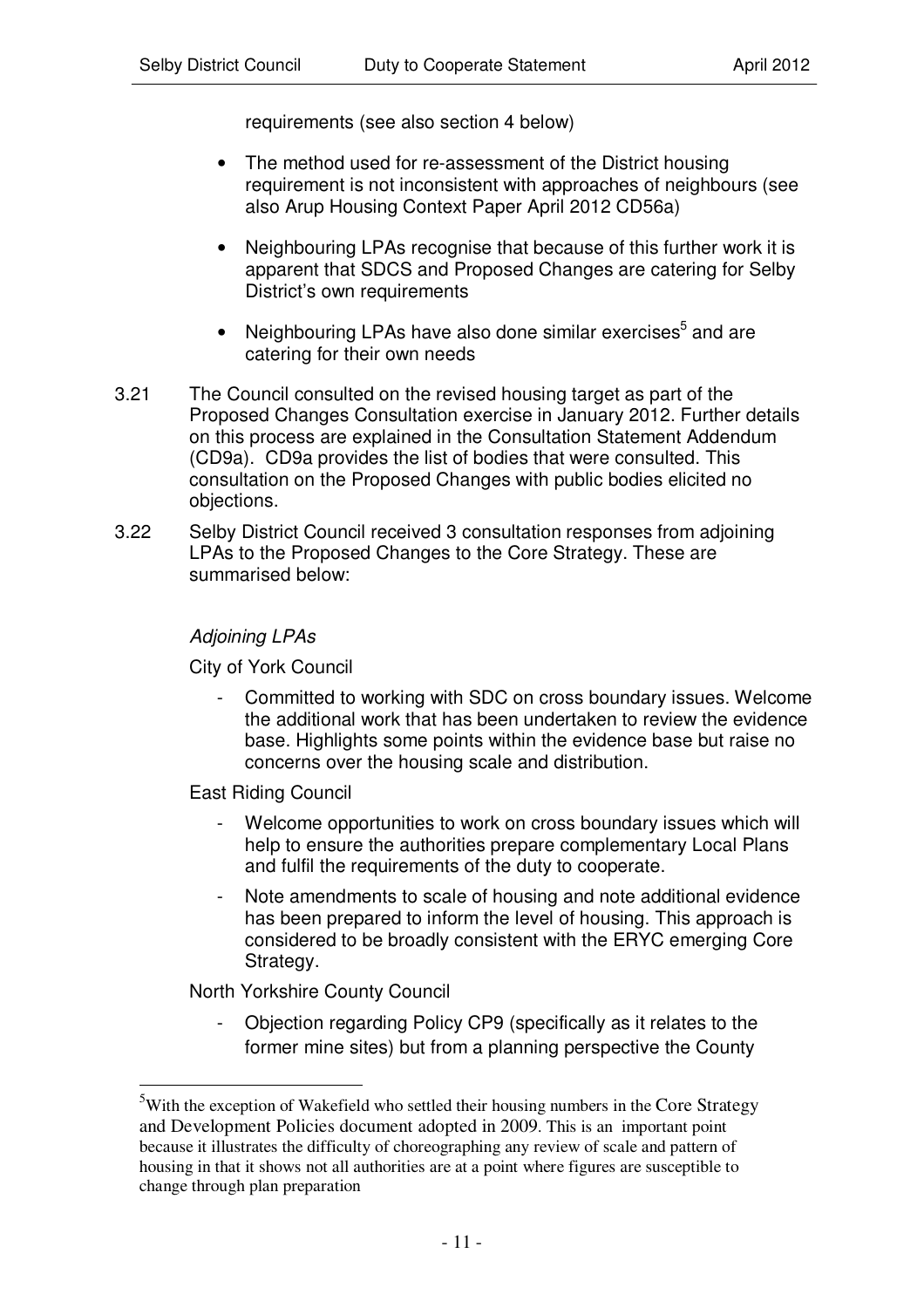requirements (see also section 4 below)

- The method used for re-assessment of the District housing requirement is not inconsistent with approaches of neighbours (see also Arup Housing Context Paper April 2012 CD56a)
- Neighbouring LPAs recognise that because of this further work it is apparent that SDCS and Proposed Changes are catering for Selby District's own requirements
- Neighbouring LPAs have also done similar exercises[5] and are catering for their own needs

3.21 The Council consulted on the revised housing target as part of the Proposed Changes Consultation exercise in January 2012. Further details on this process are explained in the Consultation Statement Addendum (CD9a). CD9a provides the list of bodies that were consulted. This consultation on the Proposed Changes with public bodies elicited no objections.

3.22 Selby District Council received 3 consultation responses from adjoining LPAs to the Proposed Changes to the Core Strategy. These are summarised below:

*Adjoining LPAs*

City of York Council

- Committed to working with SDC on cross boundary issues. Welcome the additional work that has been undertaken to review the evidence base. Highlights some points within the evidence base but raise no concerns over the housing scale and distribution.

East Riding Council

- Welcome opportunities to work on cross boundary issues which will help to ensure the authorities prepare complementary Local Plans and fulfil the requirements of the duty to cooperate.
- Note amendments to scale of housing and note additional evidence has been prepared to inform the level of housing. This approach is considered to be broadly consistent with the ERYC emerging Core Strategy.

North Yorkshire County Council

- Objection regarding Policy CP9 (specifically as it relates to the former mine sites) but from a planning perspective the County

[5] With the exception of Wakefield who settled their housing numbers in the Core Strategy and Development Policies document adopted in 2009. This is an important point because it illustrates the difficulty of choreographing any review of scale and pattern of housing in that it shows not all authorities are at a point where figures are susceptible to change through plan preparation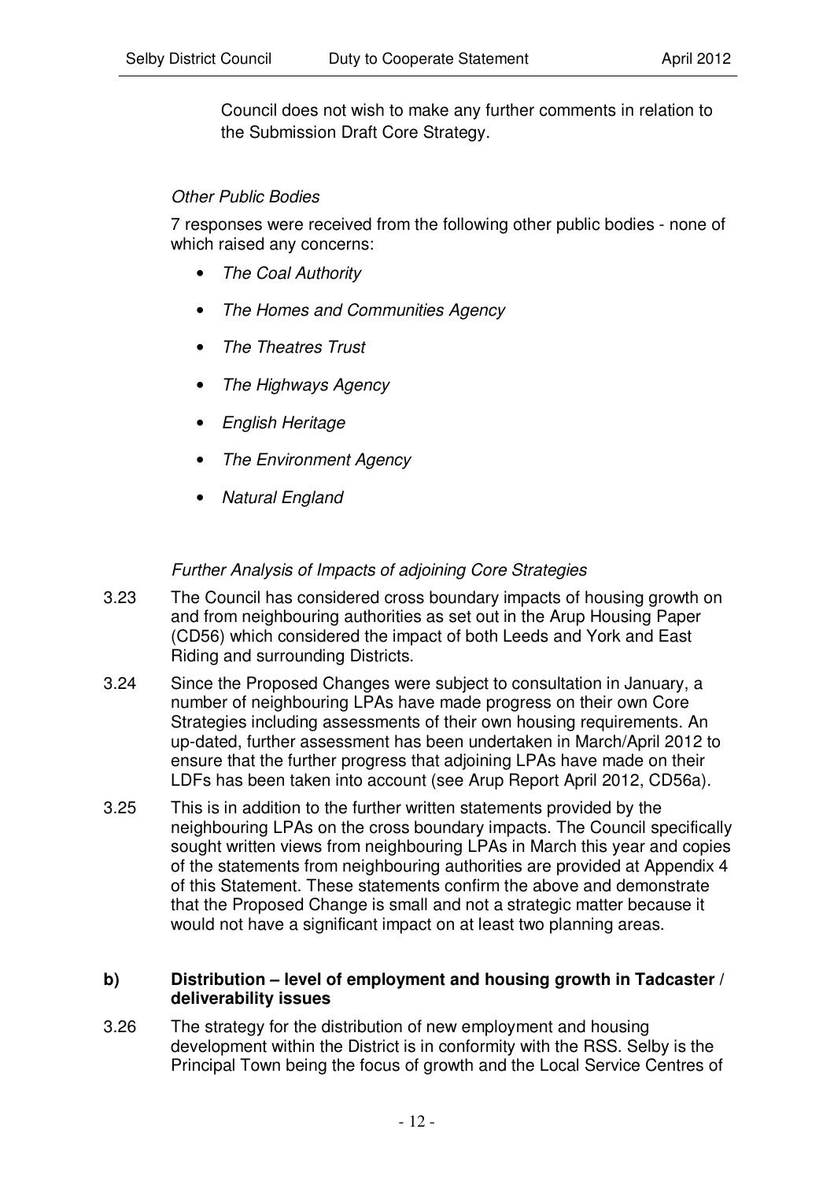Council does not wish to make any further comments in relation to the Submission Draft Core Strategy.

*Other Public Bodies*

7 responses were received from the following other public bodies - none of which raised any concerns:

- *The Coal Authority*
- *The Homes and Communities Agency*
- *The Theatres Trust*
- *The Highways Agency*
- *English Heritage*
- *The Environment Agency*
- *Natural England*

*Further Analysis of Impacts of adjoining Core Strategies*

3.23 The Council has considered cross boundary impacts of housing growth on and from neighbouring authorities as set out in the Arup Housing Paper (CD56) which considered the impact of both Leeds and York and East Riding and surrounding Districts.

3.24 Since the Proposed Changes were subject to consultation in January, a number of neighbouring LPAs have made progress on their own Core Strategies including assessments of their own housing requirements. An up-dated, further assessment has been undertaken in March/April 2012 to ensure that the further progress that adjoining LPAs have made on their LDFs has been taken into account (see Arup Report April 2012, CD56a).

3.25 This is in addition to the further written statements provided by the neighbouring LPAs on the cross boundary impacts. The Council specifically sought written views from neighbouring LPAs in March this year and copies of the statements from neighbouring authorities are provided at Appendix 4 of this Statement. These statements confirm the above and demonstrate that the Proposed Change is small and not a strategic matter because it would not have a significant impact on at least two planning areas.

**b) Distribution – level of employment and housing growth in Tadcaster / deliverability issues**

3.26 The strategy for the distribution of new employment and housing development within the District is in conformity with the RSS. Selby is the Principal Town being the focus of growth and the Local Service Centres of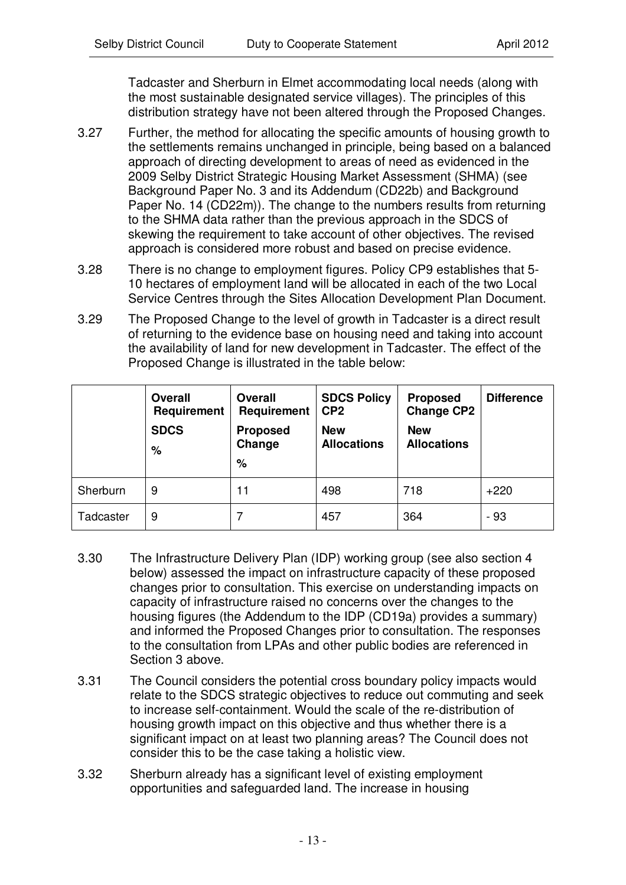Tadcaster and Sherburn in Elmet accommodating local needs (along with the most sustainable designated service villages). The principles of this distribution strategy have not been altered through the Proposed Changes.

3.27 Further, the method for allocating the specific amounts of housing growth to the settlements remains unchanged in principle, being based on a balanced approach of directing development to areas of need as evidenced in the 2009 Selby District Strategic Housing Market Assessment (SHMA) (see Background Paper No. 3 and its Addendum (CD22b) and Background Paper No. 14 (CD22m)). The change to the numbers results from returning to the SHMA data rather than the previous approach in the SDCS of skewing the requirement to take account of other objectives. The revised approach is considered more robust and based on precise evidence.

3.28 There is no change to employment figures. Policy CP9 establishes that 5-10 hectares of employment land will be allocated in each of the two Local Service Centres through the Sites Allocation Development Plan Document.

3.29 The Proposed Change to the level of growth in Tadcaster is a direct result of returning to the evidence base on housing need and taking into account the availability of land for new development in Tadcaster. The effect of the Proposed Change is illustrated in the table below:

| | **Overall Requirement SDCS %** | **Overall Requirement Proposed Change %** | **SDCS Policy CP2 New Allocations** | **Proposed Change CP2 New Allocations** | **Difference** |
|---|---|---|---|---|---|
| Sherburn | 9 | 11 | 498 | 718 | +220 |
| Tadcaster | 9 | 7 | 457 | 364 | - 93 |

3.30 The Infrastructure Delivery Plan (IDP) working group (see also section 4 below) assessed the impact on infrastructure capacity of these proposed changes prior to consultation. This exercise on understanding impacts on capacity of infrastructure raised no concerns over the changes to the housing figures (the Addendum to the IDP (CD19a) provides a summary) and informed the Proposed Changes prior to consultation. The responses to the consultation from LPAs and other public bodies are referenced in Section 3 above.

3.31 The Council considers the potential cross boundary policy impacts would relate to the SDCS strategic objectives to reduce out commuting and seek to increase self-containment. Would the scale of the re-distribution of housing growth impact on this objective and thus whether there is a significant impact on at least two planning areas? The Council does not consider this to be the case taking a holistic view.

3.32 Sherburn already has a significant level of existing employment opportunities and safeguarded land. The increase in housing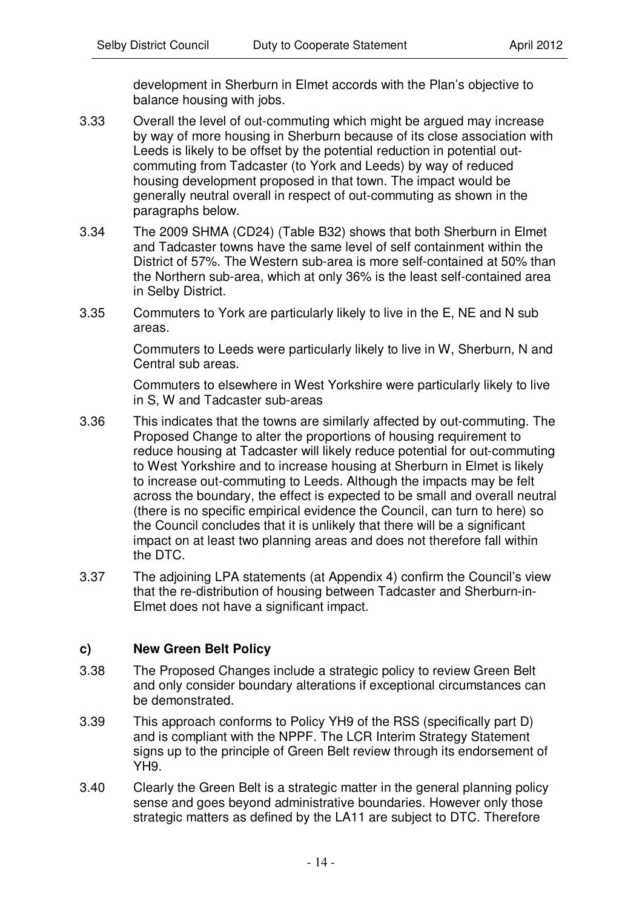development in Sherburn in Elmet accords with the Plan's objective to balance housing with jobs.

3.33 Overall the level of out-commuting which might be argued may increase by way of more housing in Sherburn because of its close association with Leeds is likely to be offset by the potential reduction in potential out-commuting from Tadcaster (to York and Leeds) by way of reduced housing development proposed in that town. The impact would be generally neutral overall in respect of out-commuting as shown in the paragraphs below.

3.34 The 2009 SHMA (CD24) (Table B32) shows that both Sherburn in Elmet and Tadcaster towns have the same level of self containment within the District of 57%. The Western sub-area is more self-contained at 50% than the Northern sub-area, which at only 36% is the least self-contained area in Selby District.

3.35 Commuters to York are particularly likely to live in the E, NE and N sub areas.

Commuters to Leeds were particularly likely to live in W, Sherburn, N and Central sub areas.

Commuters to elsewhere in West Yorkshire were particularly likely to live in S, W and Tadcaster sub-areas

3.36 This indicates that the towns are similarly affected by out-commuting. The Proposed Change to alter the proportions of housing requirement to reduce housing at Tadcaster will likely reduce potential for out-commuting to West Yorkshire and to increase housing at Sherburn in Elmet is likely to increase out-commuting to Leeds. Although the impacts may be felt across the boundary, the effect is expected to be small and overall neutral (there is no specific empirical evidence the Council, can turn to here) so the Council concludes that it is unlikely that there will be a significant impact on at least two planning areas and does not therefore fall within the DTC.

3.37 The adjoining LPA statements (at Appendix 4) confirm the Council's view that the re-distribution of housing between Tadcaster and Sherburn-in-Elmet does not have a significant impact.

### c) New Green Belt Policy

3.38 The Proposed Changes include a strategic policy to review Green Belt and only consider boundary alterations if exceptional circumstances can be demonstrated.

3.39 This approach conforms to Policy YH9 of the RSS (specifically part D) and is compliant with the NPPF. The LCR Interim Strategy Statement signs up to the principle of Green Belt review through its endorsement of YH9.

3.40 Clearly the Green Belt is a strategic matter in the general planning policy sense and goes beyond administrative boundaries. However only those strategic matters as defined by the LA11 are subject to DTC. Therefore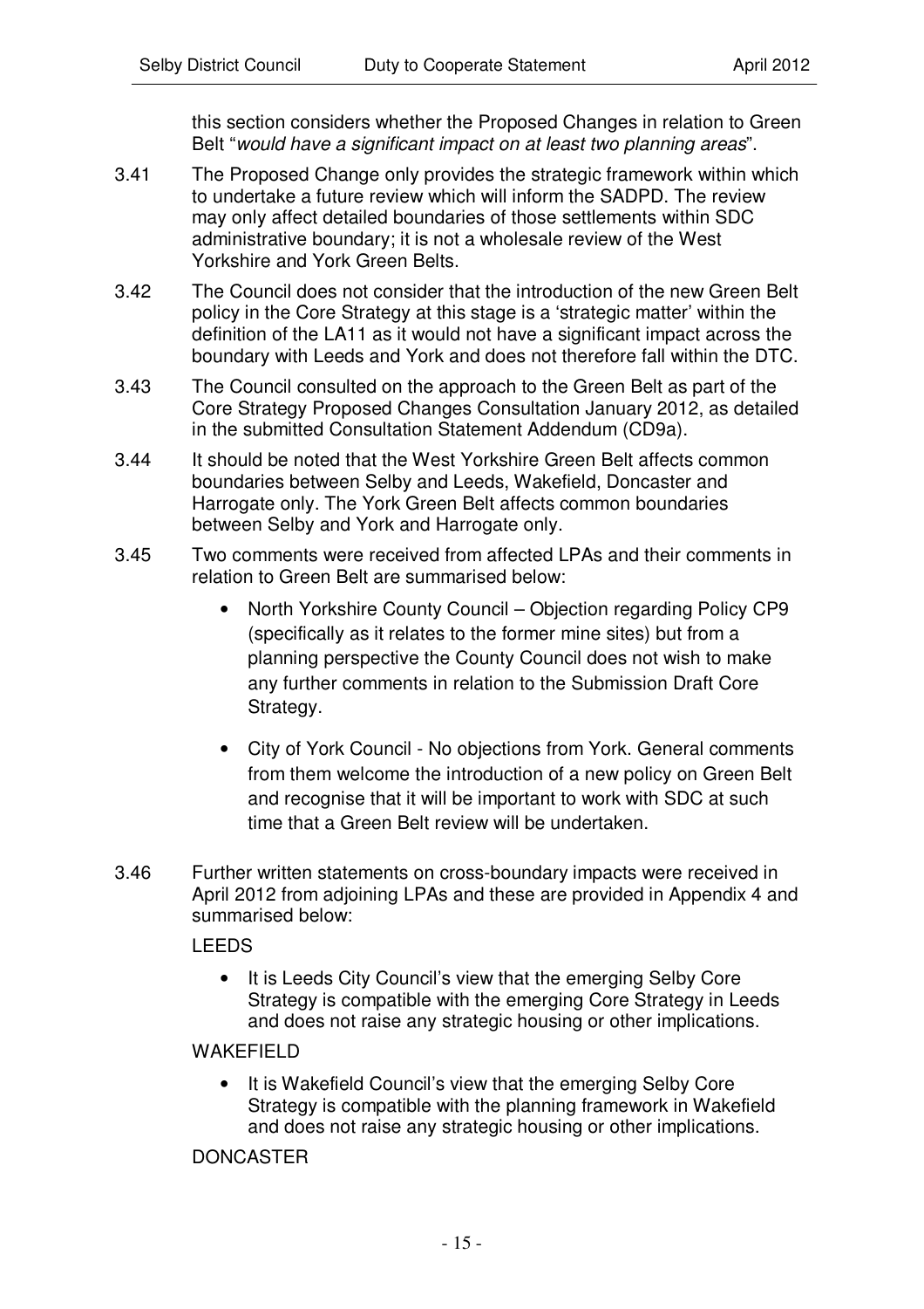this section considers whether the Proposed Changes in relation to Green Belt "*would have a significant impact on at least two planning areas*".

3.41 The Proposed Change only provides the strategic framework within which to undertake a future review which will inform the SADPD. The review may only affect detailed boundaries of those settlements within SDC administrative boundary; it is not a wholesale review of the West Yorkshire and York Green Belts.

3.42 The Council does not consider that the introduction of the new Green Belt policy in the Core Strategy at this stage is a 'strategic matter' within the definition of the LA11 as it would not have a significant impact across the boundary with Leeds and York and does not therefore fall within the DTC.

3.43 The Council consulted on the approach to the Green Belt as part of the Core Strategy Proposed Changes Consultation January 2012, as detailed in the submitted Consultation Statement Addendum (CD9a).

3.44 It should be noted that the West Yorkshire Green Belt affects common boundaries between Selby and Leeds, Wakefield, Doncaster and Harrogate only. The York Green Belt affects common boundaries between Selby and York and Harrogate only.

3.45 Two comments were received from affected LPAs and their comments in relation to Green Belt are summarised below:

- North Yorkshire County Council – Objection regarding Policy CP9 (specifically as it relates to the former mine sites) but from a planning perspective the County Council does not wish to make any further comments in relation to the Submission Draft Core Strategy.

- City of York Council - No objections from York. General comments from them welcome the introduction of a new policy on Green Belt and recognise that it will be important to work with SDC at such time that a Green Belt review will be undertaken.

3.46 Further written statements on cross-boundary impacts were received in April 2012 from adjoining LPAs and these are provided in Appendix 4 and summarised below:

LEEDS

- It is Leeds City Council's view that the emerging Selby Core Strategy is compatible with the emerging Core Strategy in Leeds and does not raise any strategic housing or other implications.

WAKEFIELD

- It is Wakefield Council's view that the emerging Selby Core Strategy is compatible with the planning framework in Wakefield and does not raise any strategic housing or other implications.

DONCASTER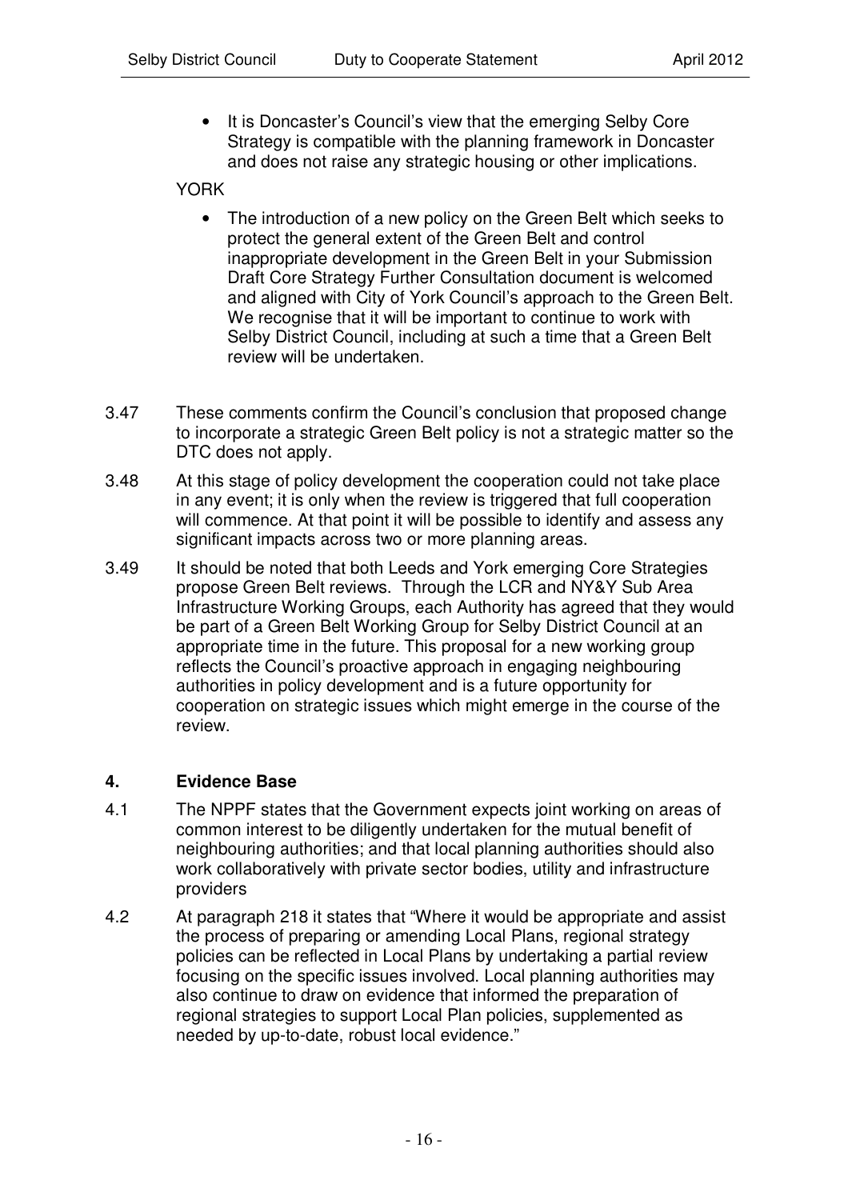- It is Doncaster's Council's view that the emerging Selby Core Strategy is compatible with the planning framework in Doncaster and does not raise any strategic housing or other implications.

YORK

- The introduction of a new policy on the Green Belt which seeks to protect the general extent of the Green Belt and control inappropriate development in the Green Belt in your Submission Draft Core Strategy Further Consultation document is welcomed and aligned with City of York Council's approach to the Green Belt. We recognise that it will be important to continue to work with Selby District Council, including at such a time that a Green Belt review will be undertaken.

3.47 These comments confirm the Council's conclusion that proposed change to incorporate a strategic Green Belt policy is not a strategic matter so the DTC does not apply.

3.48 At this stage of policy development the cooperation could not take place in any event; it is only when the review is triggered that full cooperation will commence. At that point it will be possible to identify and assess any significant impacts across two or more planning areas.

3.49 It should be noted that both Leeds and York emerging Core Strategies propose Green Belt reviews. Through the LCR and NY&Y Sub Area Infrastructure Working Groups, each Authority has agreed that they would be part of a Green Belt Working Group for Selby District Council at an appropriate time in the future. This proposal for a new working group reflects the Council's proactive approach in engaging neighbouring authorities in policy development and is a future opportunity for cooperation on strategic issues which might emerge in the course of the review.

## 4. Evidence Base

4.1 The NPPF states that the Government expects joint working on areas of common interest to be diligently undertaken for the mutual benefit of neighbouring authorities; and that local planning authorities should also work collaboratively with private sector bodies, utility and infrastructure providers

4.2 At paragraph 218 it states that "Where it would be appropriate and assist the process of preparing or amending Local Plans, regional strategy policies can be reflected in Local Plans by undertaking a partial review focusing on the specific issues involved. Local planning authorities may also continue to draw on evidence that informed the preparation of regional strategies to support Local Plan policies, supplemented as needed by up-to-date, robust local evidence."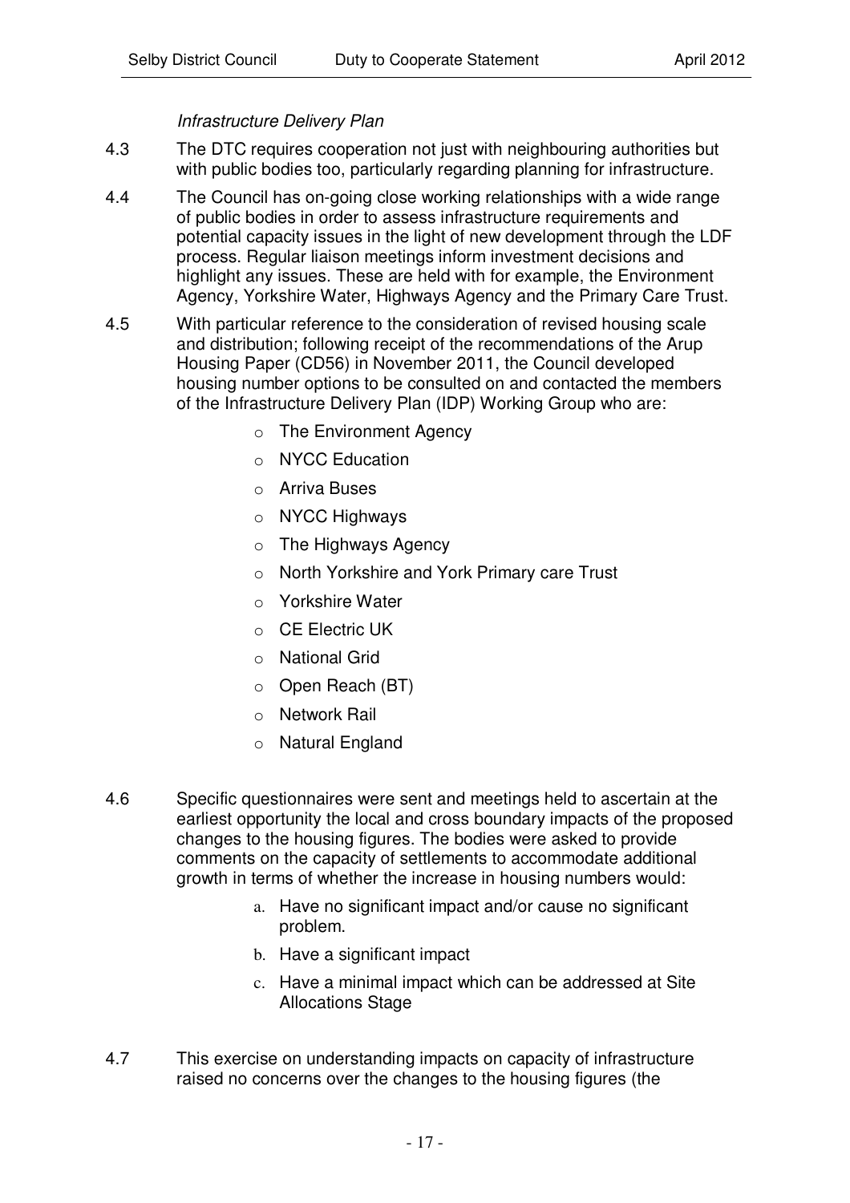*Infrastructure Delivery Plan*

4.3 The DTC requires cooperation not just with neighbouring authorities but with public bodies too, particularly regarding planning for infrastructure.

4.4 The Council has on-going close working relationships with a wide range of public bodies in order to assess infrastructure requirements and potential capacity issues in the light of new development through the LDF process. Regular liaison meetings inform investment decisions and highlight any issues. These are held with for example, the Environment Agency, Yorkshire Water, Highways Agency and the Primary Care Trust.

4.5 With particular reference to the consideration of revised housing scale and distribution; following receipt of the recommendations of the Arup Housing Paper (CD56) in November 2011, the Council developed housing number options to be consulted on and contacted the members of the Infrastructure Delivery Plan (IDP) Working Group who are:

- The Environment Agency
- NYCC Education
- Arriva Buses
- NYCC Highways
- The Highways Agency
- North Yorkshire and York Primary care Trust
- Yorkshire Water
- CE Electric UK
- National Grid
- Open Reach (BT)
- Network Rail
- Natural England

4.6 Specific questionnaires were sent and meetings held to ascertain at the earliest opportunity the local and cross boundary impacts of the proposed changes to the housing figures. The bodies were asked to provide comments on the capacity of settlements to accommodate additional growth in terms of whether the increase in housing numbers would:

a. Have no significant impact and/or cause no significant problem.
b. Have a significant impact
c. Have a minimal impact which can be addressed at Site Allocations Stage

4.7 This exercise on understanding impacts on capacity of infrastructure raised no concerns over the changes to the housing figures (the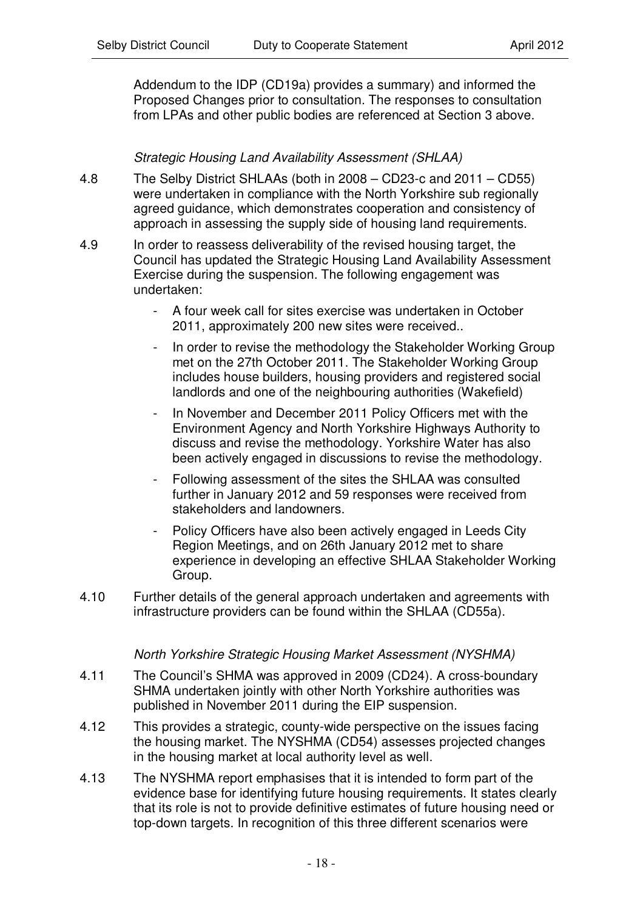Addendum to the IDP (CD19a) provides a summary) and informed the Proposed Changes prior to consultation. The responses to consultation from LPAs and other public bodies are referenced at Section 3 above.

*Strategic Housing Land Availability Assessment (SHLAA)*

4.8 The Selby District SHLAAs (both in 2008 – CD23-c and 2011 – CD55) were undertaken in compliance with the North Yorkshire sub regionally agreed guidance, which demonstrates cooperation and consistency of approach in assessing the supply side of housing land requirements.

4.9 In order to reassess deliverability of the revised housing target, the Council has updated the Strategic Housing Land Availability Assessment Exercise during the suspension. The following engagement was undertaken:

- A four week call for sites exercise was undertaken in October 2011, approximately 200 new sites were received..
- In order to revise the methodology the Stakeholder Working Group met on the 27th October 2011. The Stakeholder Working Group includes house builders, housing providers and registered social landlords and one of the neighbouring authorities (Wakefield)
- In November and December 2011 Policy Officers met with the Environment Agency and North Yorkshire Highways Authority to discuss and revise the methodology. Yorkshire Water has also been actively engaged in discussions to revise the methodology.
- Following assessment of the sites the SHLAA was consulted further in January 2012 and 59 responses were received from stakeholders and landowners.
- Policy Officers have also been actively engaged in Leeds City Region Meetings, and on 26th January 2012 met to share experience in developing an effective SHLAA Stakeholder Working Group.

4.10 Further details of the general approach undertaken and agreements with infrastructure providers can be found within the SHLAA (CD55a).

*North Yorkshire Strategic Housing Market Assessment (NYSHMA)*

4.11 The Council's SHMA was approved in 2009 (CD24). A cross-boundary SHMA undertaken jointly with other North Yorkshire authorities was published in November 2011 during the EIP suspension.

4.12 This provides a strategic, county-wide perspective on the issues facing the housing market. The NYSHMA (CD54) assesses projected changes in the housing market at local authority level as well.

4.13 The NYSHMA report emphasises that it is intended to form part of the evidence base for identifying future housing requirements. It states clearly that its role is not to provide definitive estimates of future housing need or top-down targets. In recognition of this three different scenarios were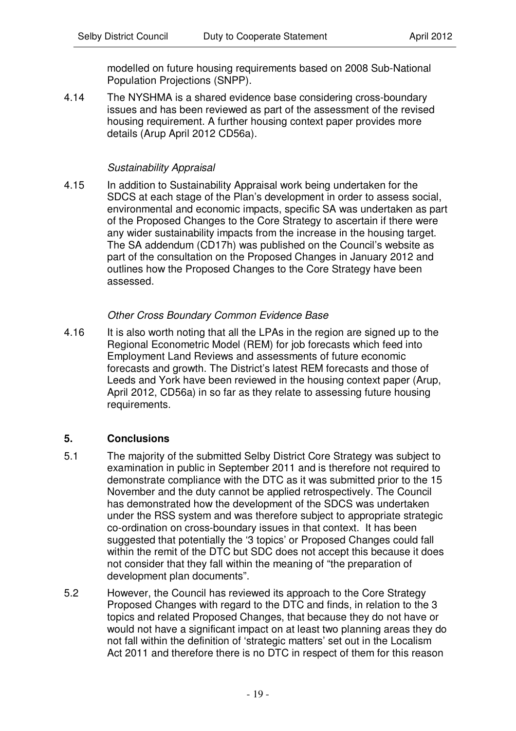modelled on future housing requirements based on 2008 Sub-National Population Projections (SNPP).

4.14 The NYSHMA is a shared evidence base considering cross-boundary issues and has been reviewed as part of the assessment of the revised housing requirement. A further housing context paper provides more details (Arup April 2012 CD56a).

*Sustainability Appraisal*

4.15 In addition to Sustainability Appraisal work being undertaken for the SDCS at each stage of the Plan's development in order to assess social, environmental and economic impacts, specific SA was undertaken as part of the Proposed Changes to the Core Strategy to ascertain if there were any wider sustainability impacts from the increase in the housing target. The SA addendum (CD17h) was published on the Council's website as part of the consultation on the Proposed Changes in January 2012 and outlines how the Proposed Changes to the Core Strategy have been assessed.

*Other Cross Boundary Common Evidence Base*

4.16 It is also worth noting that all the LPAs in the region are signed up to the Regional Econometric Model (REM) for job forecasts which feed into Employment Land Reviews and assessments of future economic forecasts and growth. The District's latest REM forecasts and those of Leeds and York have been reviewed in the housing context paper (Arup, April 2012, CD56a) in so far as they relate to assessing future housing requirements.

## 5. Conclusions

5.1 The majority of the submitted Selby District Core Strategy was subject to examination in public in September 2011 and is therefore not required to demonstrate compliance with the DTC as it was submitted prior to the 15 November and the duty cannot be applied retrospectively. The Council has demonstrated how the development of the SDCS was undertaken under the RSS system and was therefore subject to appropriate strategic co-ordination on cross-boundary issues in that context. It has been suggested that potentially the '3 topics' or Proposed Changes could fall within the remit of the DTC but SDC does not accept this because it does not consider that they fall within the meaning of "the preparation of development plan documents".

5.2 However, the Council has reviewed its approach to the Core Strategy Proposed Changes with regard to the DTC and finds, in relation to the 3 topics and related Proposed Changes, that because they do not have or would not have a significant impact on at least two planning areas they do not fall within the definition of 'strategic matters' set out in the Localism Act 2011 and therefore there is no DTC in respect of them for this reason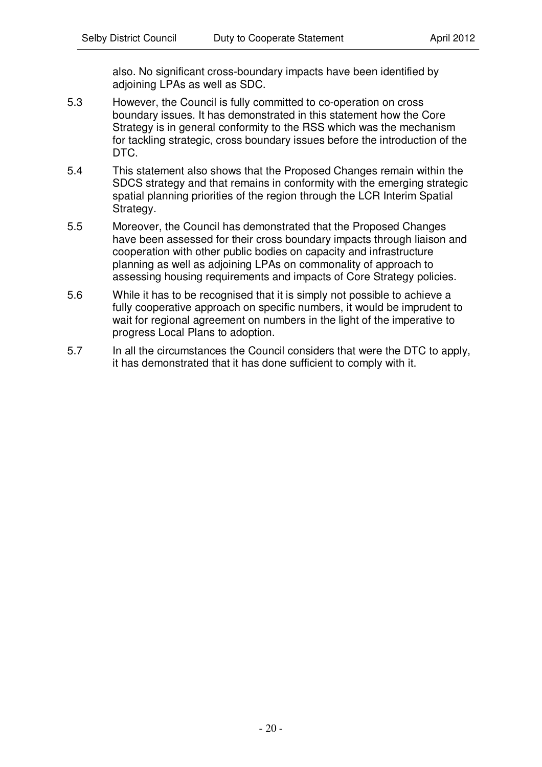also. No significant cross-boundary impacts have been identified by adjoining LPAs as well as SDC.

5.3 However, the Council is fully committed to co-operation on cross boundary issues. It has demonstrated in this statement how the Core Strategy is in general conformity to the RSS which was the mechanism for tackling strategic, cross boundary issues before the introduction of the DTC.

5.4 This statement also shows that the Proposed Changes remain within the SDCS strategy and that remains in conformity with the emerging strategic spatial planning priorities of the region through the LCR Interim Spatial Strategy.

5.5 Moreover, the Council has demonstrated that the Proposed Changes have been assessed for their cross boundary impacts through liaison and cooperation with other public bodies on capacity and infrastructure planning as well as adjoining LPAs on commonality of approach to assessing housing requirements and impacts of Core Strategy policies.

5.6 While it has to be recognised that it is simply not possible to achieve a fully cooperative approach on specific numbers, it would be imprudent to wait for regional agreement on numbers in the light of the imperative to progress Local Plans to adoption.

5.7 In all the circumstances the Council considers that were the DTC to apply, it has demonstrated that it has done sufficient to comply with it.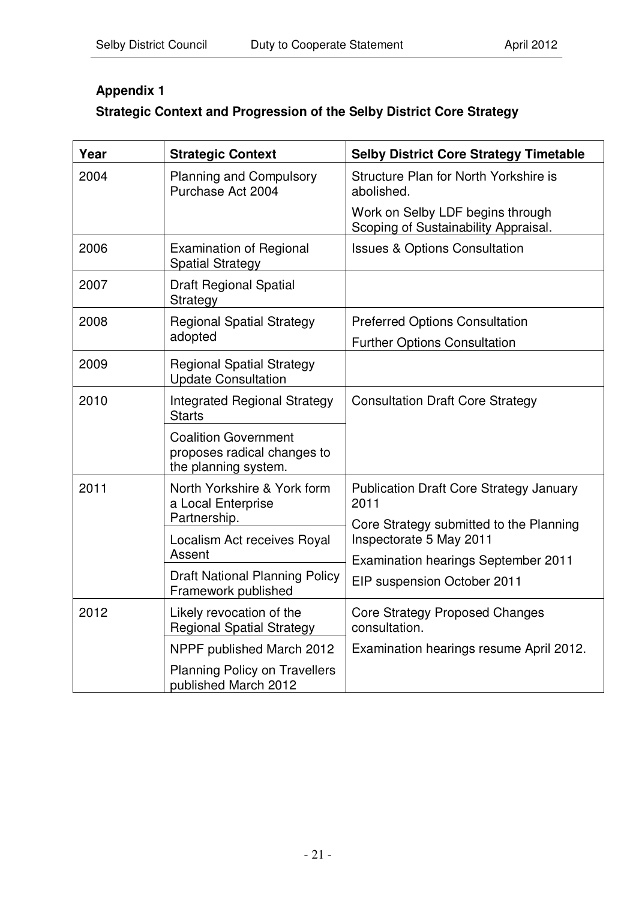**Appendix 1**

**Strategic Context and Progression of the Selby District Core Strategy**

| Year | Strategic Context | Selby District Core Strategy Timetable |
|---|---|---|
| 2004 | Planning and Compulsory Purchase Act 2004 | Structure Plan for North Yorkshire is abolished.<br>Work on Selby LDF begins through Scoping of Sustainability Appraisal. |
| 2006 | Examination of Regional Spatial Strategy | Issues & Options Consultation |
| 2007 | Draft Regional Spatial Strategy | |
| 2008 | Regional Spatial Strategy adopted | Preferred Options Consultation<br>Further Options Consultation |
| 2009 | Regional Spatial Strategy Update Consultation | |
| 2010 | Integrated Regional Strategy Starts<br>Coalition Government proposes radical changes to the planning system. | Consultation Draft Core Strategy |
| 2011 | North Yorkshire & York form a Local Enterprise Partnership.<br>Localism Act receives Royal Assent<br>Draft National Planning Policy Framework published | Publication Draft Core Strategy January 2011<br>Core Strategy submitted to the Planning Inspectorate 5 May 2011<br>Examination hearings September 2011<br>EIP suspension October 2011 |
| 2012 | Likely revocation of the Regional Spatial Strategy<br>NPPF published March 2012<br>Planning Policy on Travellers published March 2012 | Core Strategy Proposed Changes consultation.<br>Examination hearings resume April 2012. |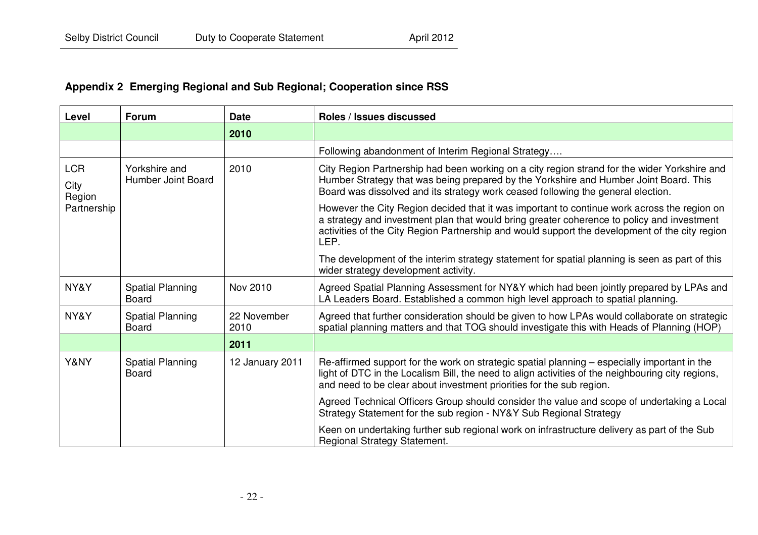## Appendix 2 Emerging Regional and Sub Regional; Cooperation since RSS

| Level | Forum | Date | Roles / Issues discussed |
|---|---|---|---|
| | | **2010** | |
| | | | Following abandonment of Interim Regional Strategy…. |
| LCR City Region Partnership | Yorkshire and Humber Joint Board | 2010 | City Region Partnership had been working on a city region strand for the wider Yorkshire and Humber Strategy that was being prepared by the Yorkshire and Humber Joint Board. This Board was dissolved and its strategy work ceased following the general election.<br><br>However the City Region decided that it was important to continue work across the region on a strategy and investment plan that would bring greater coherence to policy and investment activities of the City Region Partnership and would support the development of the city region LEP.<br><br>The development of the interim strategy statement for spatial planning is seen as part of this wider strategy development activity. |
| NY&Y | Spatial Planning Board | Nov 2010 | Agreed Spatial Planning Assessment for NY&Y which had been jointly prepared by LPAs and LA Leaders Board. Established a common high level approach to spatial planning. |
| NY&Y | Spatial Planning Board | 22 November 2010 | Agreed that further consideration should be given to how LPAs would collaborate on strategic spatial planning matters and that TOG should investigate this with Heads of Planning (HOP) |
| | | **2011** | |
| Y&NY | Spatial Planning Board | 12 January 2011 | Re-affirmed support for the work on strategic spatial planning – especially important in the light of DTC in the Localism Bill, the need to align activities of the neighbouring city regions, and need to be clear about investment priorities for the sub region.<br><br>Agreed Technical Officers Group should consider the value and scope of undertaking a Local Strategy Statement for the sub region - NY&Y Sub Regional Strategy<br><br>Keen on undertaking further sub regional work on infrastructure delivery as part of the Sub Regional Strategy Statement. |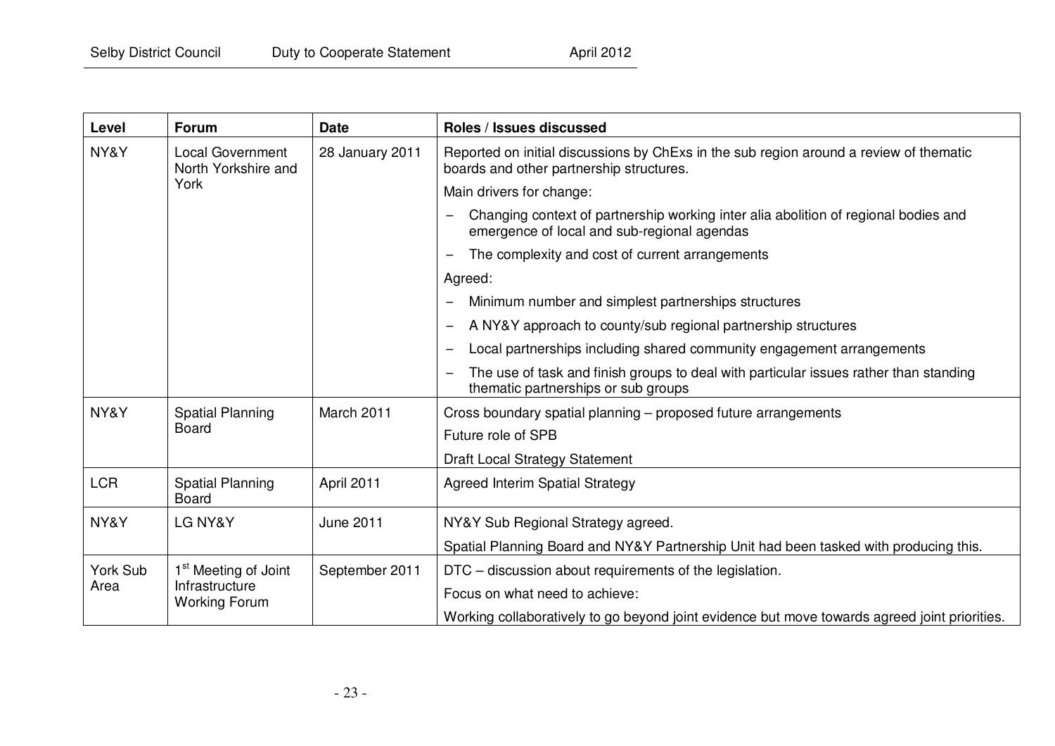| Level | Forum | Date | Roles / Issues discussed |
|---|---|---|---|
| NY&Y | Local Government North Yorkshire and York | 28 January 2011 | Reported on initial discussions by ChExs in the sub region around a review of thematic boards and other partnership structures.<br>Main drivers for change:<br>– Changing context of partnership working inter alia abolition of regional bodies and emergence of local and sub-regional agendas<br>– The complexity and cost of current arrangements<br>Agreed:<br>– Minimum number and simplest partnerships structures<br>– A NY&Y approach to county/sub regional partnership structures<br>– Local partnerships including shared community engagement arrangements<br>– The use of task and finish groups to deal with particular issues rather than standing thematic partnerships or sub groups |
| NY&Y | Spatial Planning Board | March 2011 | Cross boundary spatial planning – proposed future arrangements<br>Future role of SPB<br>Draft Local Strategy Statement |
| LCR | Spatial Planning Board | April 2011 | Agreed Interim Spatial Strategy |
| NY&Y | LG NY&Y | June 2011 | NY&Y Sub Regional Strategy agreed.<br>Spatial Planning Board and NY&Y Partnership Unit had been tasked with producing this. |
| York Sub Area | 1st Meeting of Joint Infrastructure Working Forum | September 2011 | DTC – discussion about requirements of the legislation.<br>Focus on what need to achieve:<br>Working collaboratively to go beyond joint evidence but move towards agreed joint priorities. |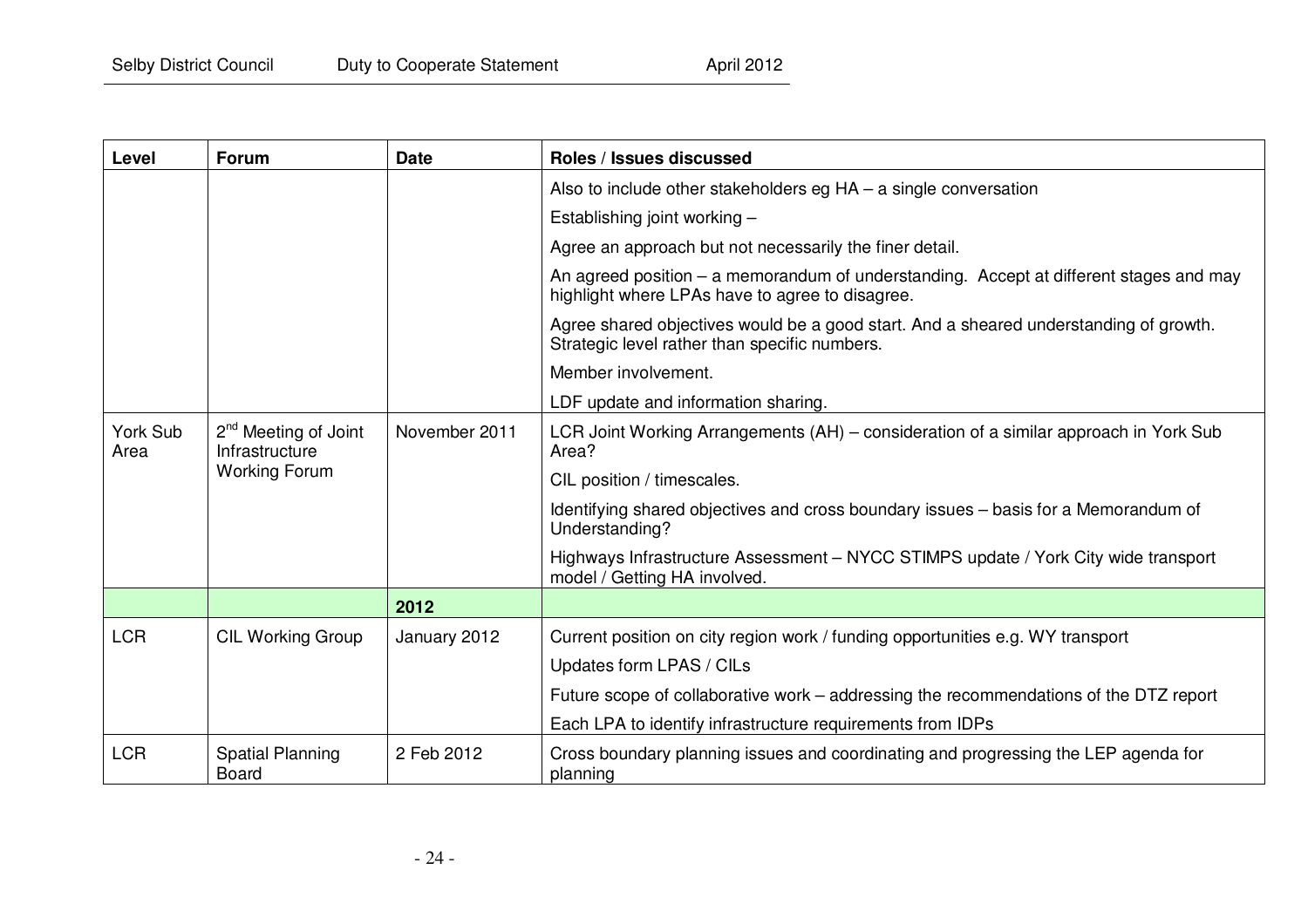| Level | Forum | Date | Roles / Issues discussed |
|---|---|---|---|
| | | | Also to include other stakeholders eg HA – a single conversation |
| | | | Establishing joint working – |
| | | | Agree an approach but not necessarily the finer detail. |
| | | | An agreed position – a memorandum of understanding. Accept at different stages and may highlight where LPAs have to agree to disagree. |
| | | | Agree shared objectives would be a good start. And a sheared understanding of growth. Strategic level rather than specific numbers. |
| | | | Member involvement. |
| | | | LDF update and information sharing. |
| York Sub Area | 2nd Meeting of Joint Infrastructure Working Forum | November 2011 | LCR Joint Working Arrangements (AH) – consideration of a similar approach in York Sub Area? |
| | | | CIL position / timescales. |
| | | | Identifying shared objectives and cross boundary issues – basis for a Memorandum of Understanding? |
| | | | Highways Infrastructure Assessment – NYCC STIMPS update / York City wide transport model / Getting HA involved. |
| | | **2012** | |
| LCR | CIL Working Group | January 2012 | Current position on city region work / funding opportunities e.g. WY transport |
| | | | Updates form LPAS / CILs |
| | | | Future scope of collaborative work – addressing the recommendations of the DTZ report |
| | | | Each LPA to identify infrastructure requirements from IDPs |
| LCR | Spatial Planning Board | 2 Feb 2012 | Cross boundary planning issues and coordinating and progressing the LEP agenda for planning |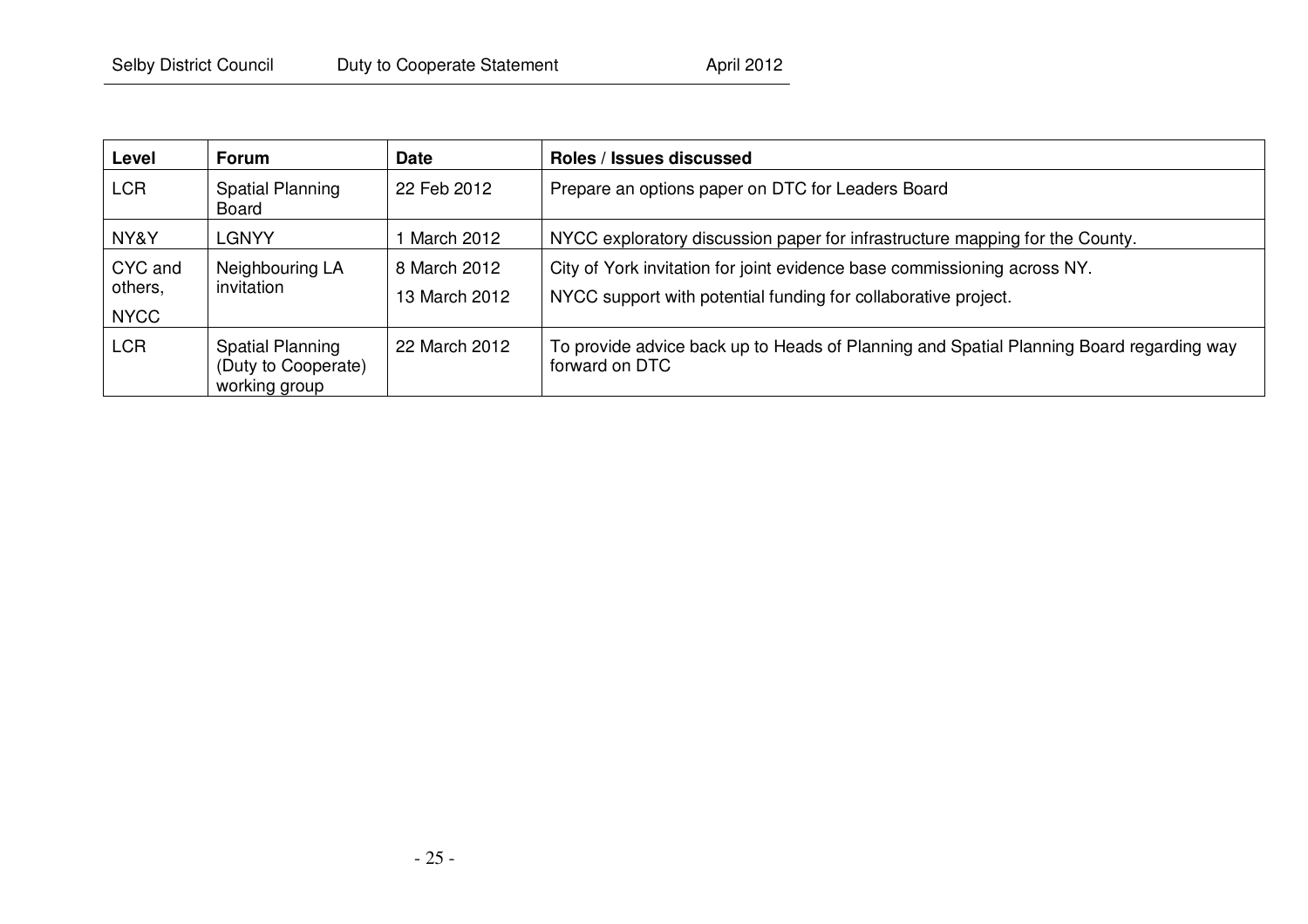| Level | Forum | Date | Roles / Issues discussed |
| --- | --- | --- | --- |
| LCR | Spatial Planning Board | 22 Feb 2012 | Prepare an options paper on DTC for Leaders Board |
| NY&Y | LGNYY | 1 March 2012 | NYCC exploratory discussion paper for infrastructure mapping for the County. |
| CYC and others, NYCC | Neighbouring LA invitation | 8 March 2012<br>13 March 2012 | City of York invitation for joint evidence base commissioning across NY.<br>NYCC support with potential funding for collaborative project. |
| LCR | Spatial Planning (Duty to Cooperate) working group | 22 March 2012 | To provide advice back up to Heads of Planning and Spatial Planning Board regarding way forward on DTC |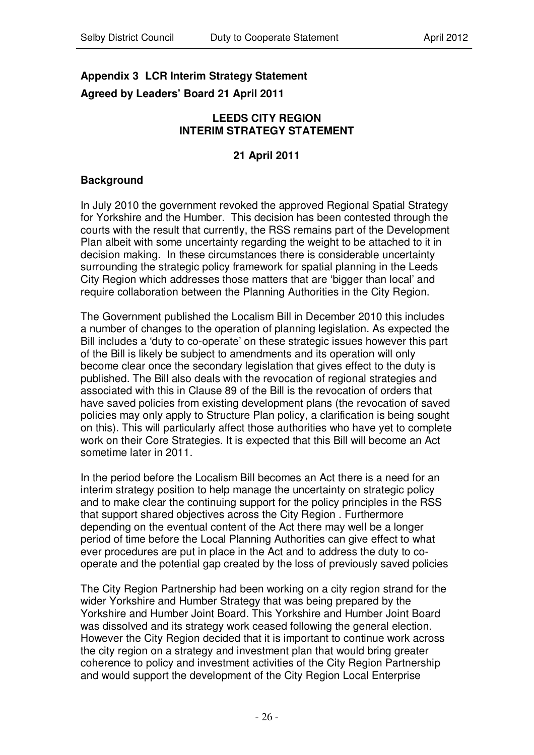**Appendix 3 LCR Interim Strategy Statement**

**Agreed by Leaders' Board 21 April 2011**

**LEEDS CITY REGION**
**INTERIM STRATEGY STATEMENT**

**21 April 2011**

**Background**

In July 2010 the government revoked the approved Regional Spatial Strategy for Yorkshire and the Humber. This decision has been contested through the courts with the result that currently, the RSS remains part of the Development Plan albeit with some uncertainty regarding the weight to be attached to it in decision making. In these circumstances there is considerable uncertainty surrounding the strategic policy framework for spatial planning in the Leeds City Region which addresses those matters that are 'bigger than local' and require collaboration between the Planning Authorities in the City Region.

The Government published the Localism Bill in December 2010 this includes a number of changes to the operation of planning legislation. As expected the Bill includes a 'duty to co-operate' on these strategic issues however this part of the Bill is likely be subject to amendments and its operation will only become clear once the secondary legislation that gives effect to the duty is published. The Bill also deals with the revocation of regional strategies and associated with this in Clause 89 of the Bill is the revocation of orders that have saved policies from existing development plans (the revocation of saved policies may only apply to Structure Plan policy, a clarification is being sought on this). This will particularly affect those authorities who have yet to complete work on their Core Strategies. It is expected that this Bill will become an Act sometime later in 2011.

In the period before the Localism Bill becomes an Act there is a need for an interim strategy position to help manage the uncertainty on strategic policy and to make clear the continuing support for the policy principles in the RSS that support shared objectives across the City Region . Furthermore depending on the eventual content of the Act there may well be a longer period of time before the Local Planning Authorities can give effect to what ever procedures are put in place in the Act and to address the duty to co-operate and the potential gap created by the loss of previously saved policies

The City Region Partnership had been working on a city region strand for the wider Yorkshire and Humber Strategy that was being prepared by the Yorkshire and Humber Joint Board. This Yorkshire and Humber Joint Board was dissolved and its strategy work ceased following the general election. However the City Region decided that it is important to continue work across the city region on a strategy and investment plan that would bring greater coherence to policy and investment activities of the City Region Partnership and would support the development of the City Region Local Enterprise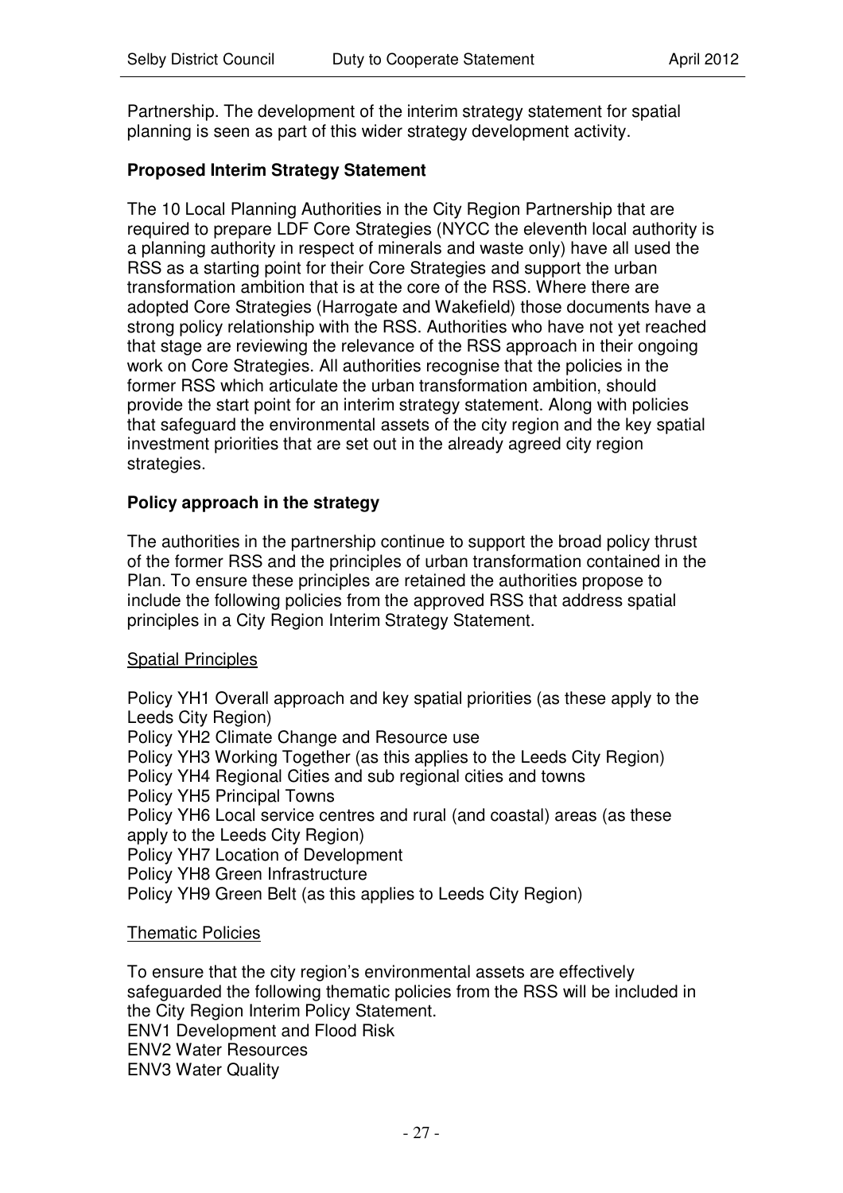Partnership. The development of the interim strategy statement for spatial planning is seen as part of this wider strategy development activity.

**Proposed Interim Strategy Statement**

The 10 Local Planning Authorities in the City Region Partnership that are required to prepare LDF Core Strategies (NYCC the eleventh local authority is a planning authority in respect of minerals and waste only) have all used the RSS as a starting point for their Core Strategies and support the urban transformation ambition that is at the core of the RSS. Where there are adopted Core Strategies (Harrogate and Wakefield) those documents have a strong policy relationship with the RSS. Authorities who have not yet reached that stage are reviewing the relevance of the RSS approach in their ongoing work on Core Strategies. All authorities recognise that the policies in the former RSS which articulate the urban transformation ambition, should provide the start point for an interim strategy statement. Along with policies that safeguard the environmental assets of the city region and the key spatial investment priorities that are set out in the already agreed city region strategies.

**Policy approach in the strategy**

The authorities in the partnership continue to support the broad policy thrust of the former RSS and the principles of urban transformation contained in the Plan. To ensure these principles are retained the authorities propose to include the following policies from the approved RSS that address spatial principles in a City Region Interim Strategy Statement.

<u>Spatial Principles</u>

Policy YH1 Overall approach and key spatial priorities (as these apply to the Leeds City Region)
Policy YH2 Climate Change and Resource use
Policy YH3 Working Together (as this applies to the Leeds City Region)
Policy YH4 Regional Cities and sub regional cities and towns
Policy YH5 Principal Towns
Policy YH6 Local service centres and rural (and coastal) areas (as these apply to the Leeds City Region)
Policy YH7 Location of Development
Policy YH8 Green Infrastructure
Policy YH9 Green Belt (as this applies to Leeds City Region)

<u>Thematic Policies</u>

To ensure that the city region's environmental assets are effectively safeguarded the following thematic policies from the RSS will be included in the City Region Interim Policy Statement.
ENV1 Development and Flood Risk
ENV2 Water Resources
ENV3 Water Quality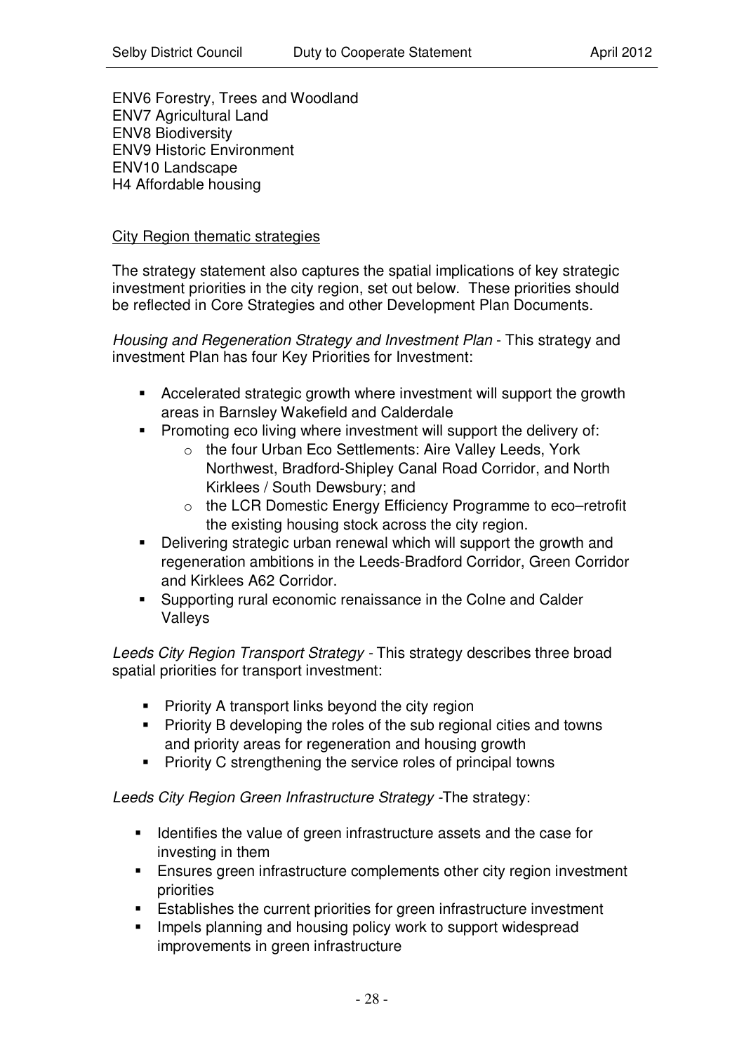ENV6 Forestry, Trees and Woodland
ENV7 Agricultural Land
ENV8 Biodiversity
ENV9 Historic Environment
ENV10 Landscape
H4 Affordable housing

City Region thematic strategies

The strategy statement also captures the spatial implications of key strategic investment priorities in the city region, set out below. These priorities should be reflected in Core Strategies and other Development Plan Documents.

*Housing and Regeneration Strategy and Investment Plan* - This strategy and investment Plan has four Key Priorities for Investment:

- Accelerated strategic growth where investment will support the growth areas in Barnsley Wakefield and Calderdale
- Promoting eco living where investment will support the delivery of:
  - the four Urban Eco Settlements: Aire Valley Leeds, York Northwest, Bradford-Shipley Canal Road Corridor, and North Kirklees / South Dewsbury; and
  - the LCR Domestic Energy Efficiency Programme to eco–retrofit the existing housing stock across the city region.
- Delivering strategic urban renewal which will support the growth and regeneration ambitions in the Leeds-Bradford Corridor, Green Corridor and Kirklees A62 Corridor.
- Supporting rural economic renaissance in the Colne and Calder Valleys

*Leeds City Region Transport Strategy* - This strategy describes three broad spatial priorities for transport investment:

- Priority A transport links beyond the city region
- Priority B developing the roles of the sub regional cities and towns and priority areas for regeneration and housing growth
- Priority C strengthening the service roles of principal towns

*Leeds City Region Green Infrastructure Strategy* -The strategy:

- Identifies the value of green infrastructure assets and the case for investing in them
- Ensures green infrastructure complements other city region investment priorities
- Establishes the current priorities for green infrastructure investment
- Impels planning and housing policy work to support widespread improvements in green infrastructure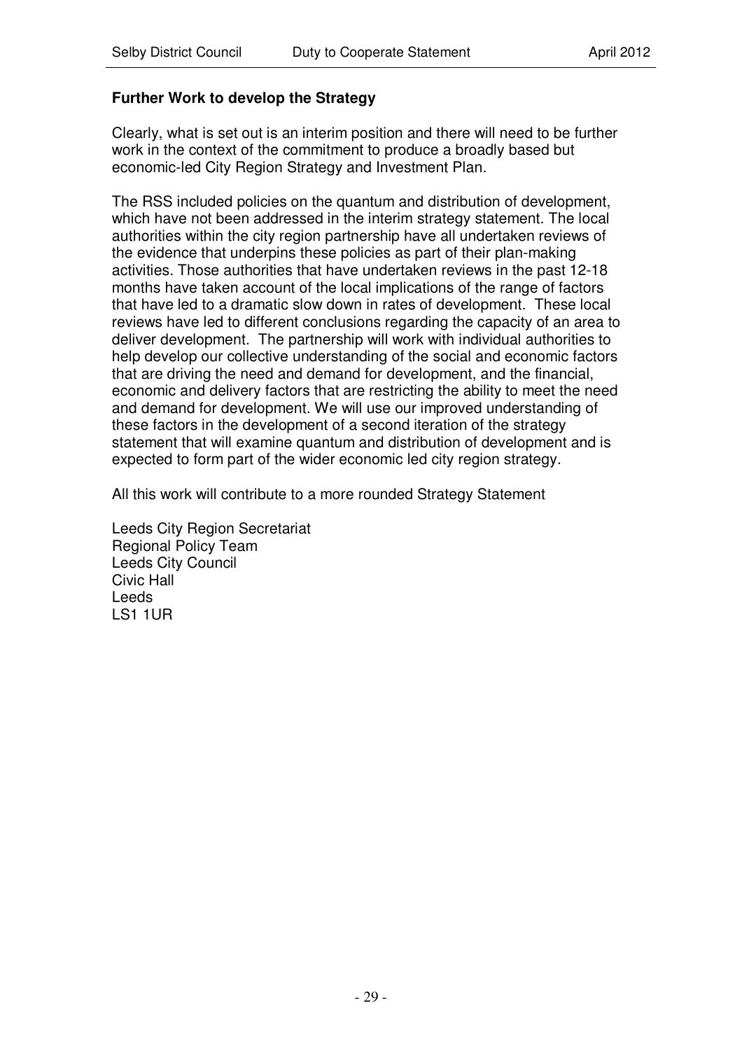**Further Work to develop the Strategy**

Clearly, what is set out is an interim position and there will need to be further work in the context of the commitment to produce a broadly based but economic-led City Region Strategy and Investment Plan.

The RSS included policies on the quantum and distribution of development, which have not been addressed in the interim strategy statement. The local authorities within the city region partnership have all undertaken reviews of the evidence that underpins these policies as part of their plan-making activities. Those authorities that have undertaken reviews in the past 12-18 months have taken account of the local implications of the range of factors that have led to a dramatic slow down in rates of development. These local reviews have led to different conclusions regarding the capacity of an area to deliver development. The partnership will work with individual authorities to help develop our collective understanding of the social and economic factors that are driving the need and demand for development, and the financial, economic and delivery factors that are restricting the ability to meet the need and demand for development. We will use our improved understanding of these factors in the development of a second iteration of the strategy statement that will examine quantum and distribution of development and is expected to form part of the wider economic led city region strategy.

All this work will contribute to a more rounded Strategy Statement

Leeds City Region Secretariat
Regional Policy Team
Leeds City Council
Civic Hall
Leeds
LS1 1UR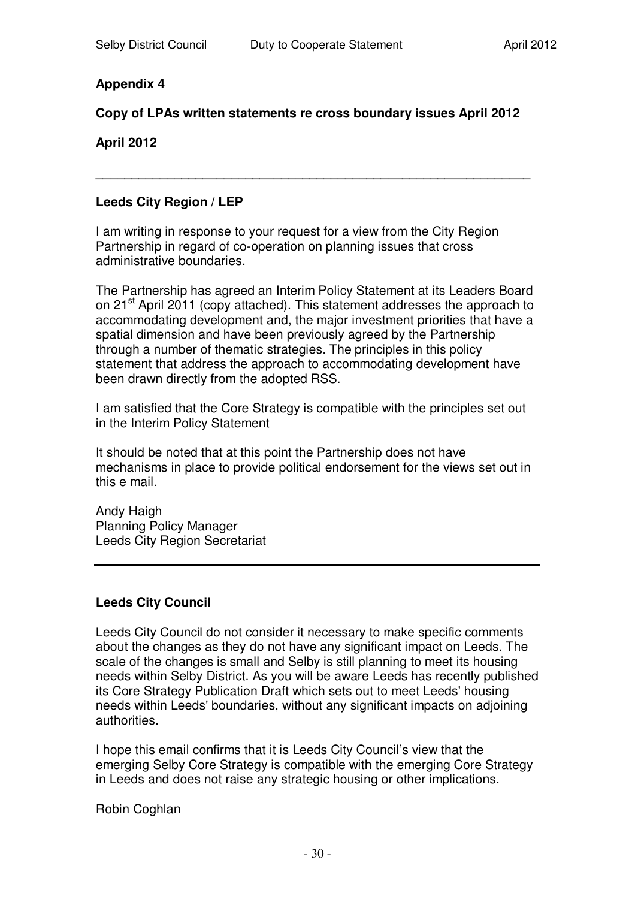**Appendix 4**

**Copy of LPAs written statements re cross boundary issues April 2012**

**April 2012**

---

**Leeds City Region / LEP**

I am writing in response to your request for a view from the City Region Partnership in regard of co-operation on planning issues that cross administrative boundaries.

The Partnership has agreed an Interim Policy Statement at its Leaders Board on 21st April 2011 (copy attached). This statement addresses the approach to accommodating development and, the major investment priorities that have a spatial dimension and have been previously agreed by the Partnership through a number of thematic strategies. The principles in this policy statement that address the approach to accommodating development have been drawn directly from the adopted RSS.

I am satisfied that the Core Strategy is compatible with the principles set out in the Interim Policy Statement

It should be noted that at this point the Partnership does not have mechanisms in place to provide political endorsement for the views set out in this e mail.

Andy Haigh
Planning Policy Manager
Leeds City Region Secretariat

---

**Leeds City Council**

Leeds City Council do not consider it necessary to make specific comments about the changes as they do not have any significant impact on Leeds. The scale of the changes is small and Selby is still planning to meet its housing needs within Selby District. As you will be aware Leeds has recently published its Core Strategy Publication Draft which sets out to meet Leeds' housing needs within Leeds' boundaries, without any significant impacts on adjoining authorities.

I hope this email confirms that it is Leeds City Council's view that the emerging Selby Core Strategy is compatible with the emerging Core Strategy in Leeds and does not raise any strategic housing or other implications.

Robin Coghlan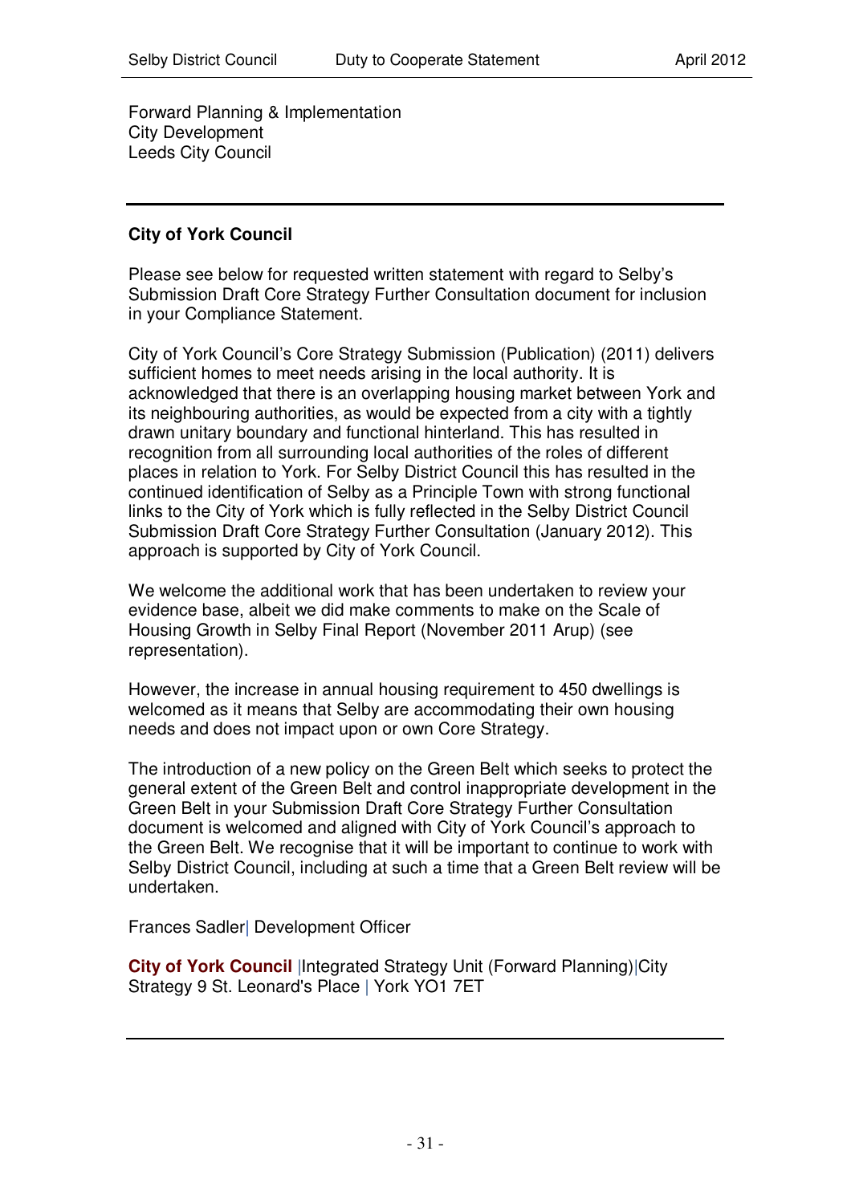Forward Planning & Implementation
City Development
Leeds City Council

---

**City of York Council**

Please see below for requested written statement with regard to Selby's Submission Draft Core Strategy Further Consultation document for inclusion in your Compliance Statement.

City of York Council's Core Strategy Submission (Publication) (2011) delivers sufficient homes to meet needs arising in the local authority. It is acknowledged that there is an overlapping housing market between York and its neighbouring authorities, as would be expected from a city with a tightly drawn unitary boundary and functional hinterland. This has resulted in recognition from all surrounding local authorities of the roles of different places in relation to York. For Selby District Council this has resulted in the continued identification of Selby as a Principle Town with strong functional links to the City of York which is fully reflected in the Selby District Council Submission Draft Core Strategy Further Consultation (January 2012). This approach is supported by City of York Council.

We welcome the additional work that has been undertaken to review your evidence base, albeit we did make comments to make on the Scale of Housing Growth in Selby Final Report (November 2011 Arup) (see representation).

However, the increase in annual housing requirement to 450 dwellings is welcomed as it means that Selby are accommodating their own housing needs and does not impact upon or own Core Strategy.

The introduction of a new policy on the Green Belt which seeks to protect the general extent of the Green Belt and control inappropriate development in the Green Belt in your Submission Draft Core Strategy Further Consultation document is welcomed and aligned with City of York Council's approach to the Green Belt. We recognise that it will be important to continue to work with Selby District Council, including at such a time that a Green Belt review will be undertaken.

Frances Sadler| Development Officer

**City of York Council** |Integrated Strategy Unit (Forward Planning)|City Strategy 9 St. Leonard's Place | York YO1 7ET

---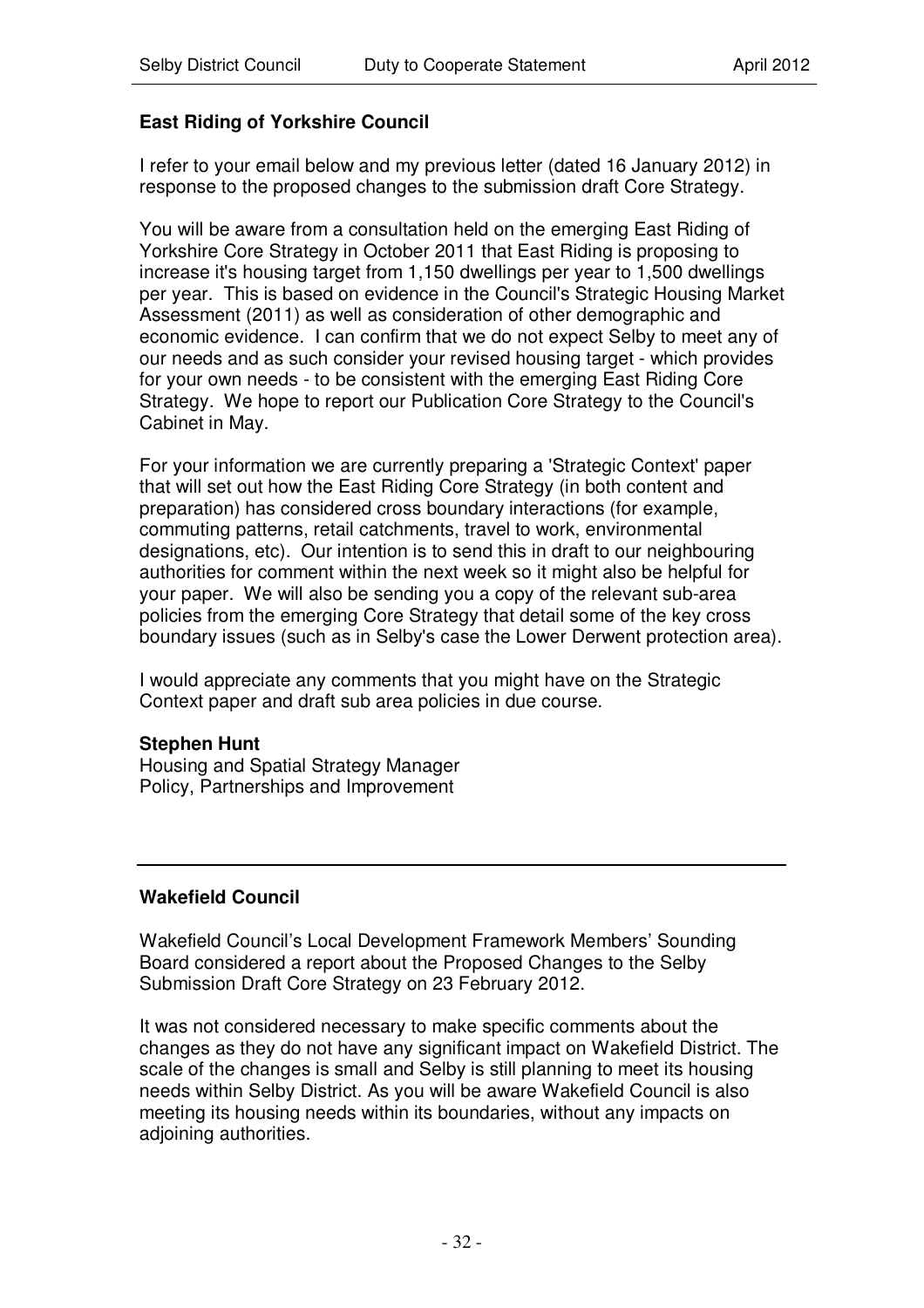**East Riding of Yorkshire Council**

I refer to your email below and my previous letter (dated 16 January 2012) in response to the proposed changes to the submission draft Core Strategy.

You will be aware from a consultation held on the emerging East Riding of Yorkshire Core Strategy in October 2011 that East Riding is proposing to increase it's housing target from 1,150 dwellings per year to 1,500 dwellings per year. This is based on evidence in the Council's Strategic Housing Market Assessment (2011) as well as consideration of other demographic and economic evidence. I can confirm that we do not expect Selby to meet any of our needs and as such consider your revised housing target - which provides for your own needs - to be consistent with the emerging East Riding Core Strategy. We hope to report our Publication Core Strategy to the Council's Cabinet in May.

For your information we are currently preparing a 'Strategic Context' paper that will set out how the East Riding Core Strategy (in both content and preparation) has considered cross boundary interactions (for example, commuting patterns, retail catchments, travel to work, environmental designations, etc). Our intention is to send this in draft to our neighbouring authorities for comment within the next week so it might also be helpful for your paper. We will also be sending you a copy of the relevant sub-area policies from the emerging Core Strategy that detail some of the key cross boundary issues (such as in Selby's case the Lower Derwent protection area).

I would appreciate any comments that you might have on the Strategic Context paper and draft sub area policies in due course.

**Stephen Hunt**
Housing and Spatial Strategy Manager
Policy, Partnerships and Improvement

---

**Wakefield Council**

Wakefield Council's Local Development Framework Members' Sounding Board considered a report about the Proposed Changes to the Selby Submission Draft Core Strategy on 23 February 2012.

It was not considered necessary to make specific comments about the changes as they do not have any significant impact on Wakefield District. The scale of the changes is small and Selby is still planning to meet its housing needs within Selby District. As you will be aware Wakefield Council is also meeting its housing needs within its boundaries, without any impacts on adjoining authorities.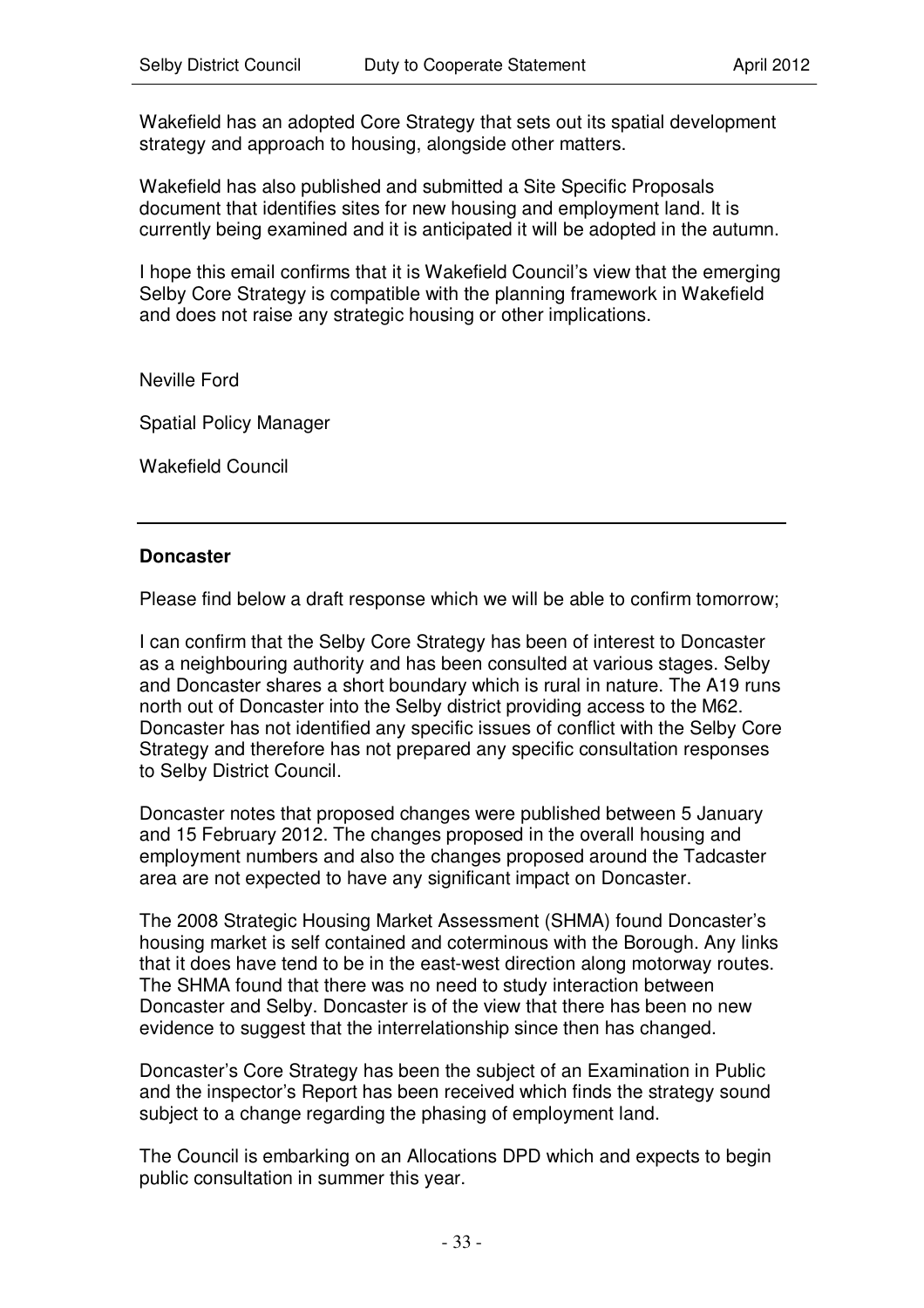Wakefield has an adopted Core Strategy that sets out its spatial development strategy and approach to housing, alongside other matters.

Wakefield has also published and submitted a Site Specific Proposals document that identifies sites for new housing and employment land. It is currently being examined and it is anticipated it will be adopted in the autumn.

I hope this email confirms that it is Wakefield Council's view that the emerging Selby Core Strategy is compatible with the planning framework in Wakefield and does not raise any strategic housing or other implications.

Neville Ford

Spatial Policy Manager

Wakefield Council

---

**Doncaster**

Please find below a draft response which we will be able to confirm tomorrow;

I can confirm that the Selby Core Strategy has been of interest to Doncaster as a neighbouring authority and has been consulted at various stages. Selby and Doncaster shares a short boundary which is rural in nature. The A19 runs north out of Doncaster into the Selby district providing access to the M62. Doncaster has not identified any specific issues of conflict with the Selby Core Strategy and therefore has not prepared any specific consultation responses to Selby District Council.

Doncaster notes that proposed changes were published between 5 January and 15 February 2012. The changes proposed in the overall housing and employment numbers and also the changes proposed around the Tadcaster area are not expected to have any significant impact on Doncaster.

The 2008 Strategic Housing Market Assessment (SHMA) found Doncaster's housing market is self contained and coterminous with the Borough. Any links that it does have tend to be in the east-west direction along motorway routes. The SHMA found that there was no need to study interaction between Doncaster and Selby. Doncaster is of the view that there has been no new evidence to suggest that the interrelationship since then has changed.

Doncaster's Core Strategy has been the subject of an Examination in Public and the inspector's Report has been received which finds the strategy sound subject to a change regarding the phasing of employment land.

The Council is embarking on an Allocations DPD which and expects to begin public consultation in summer this year.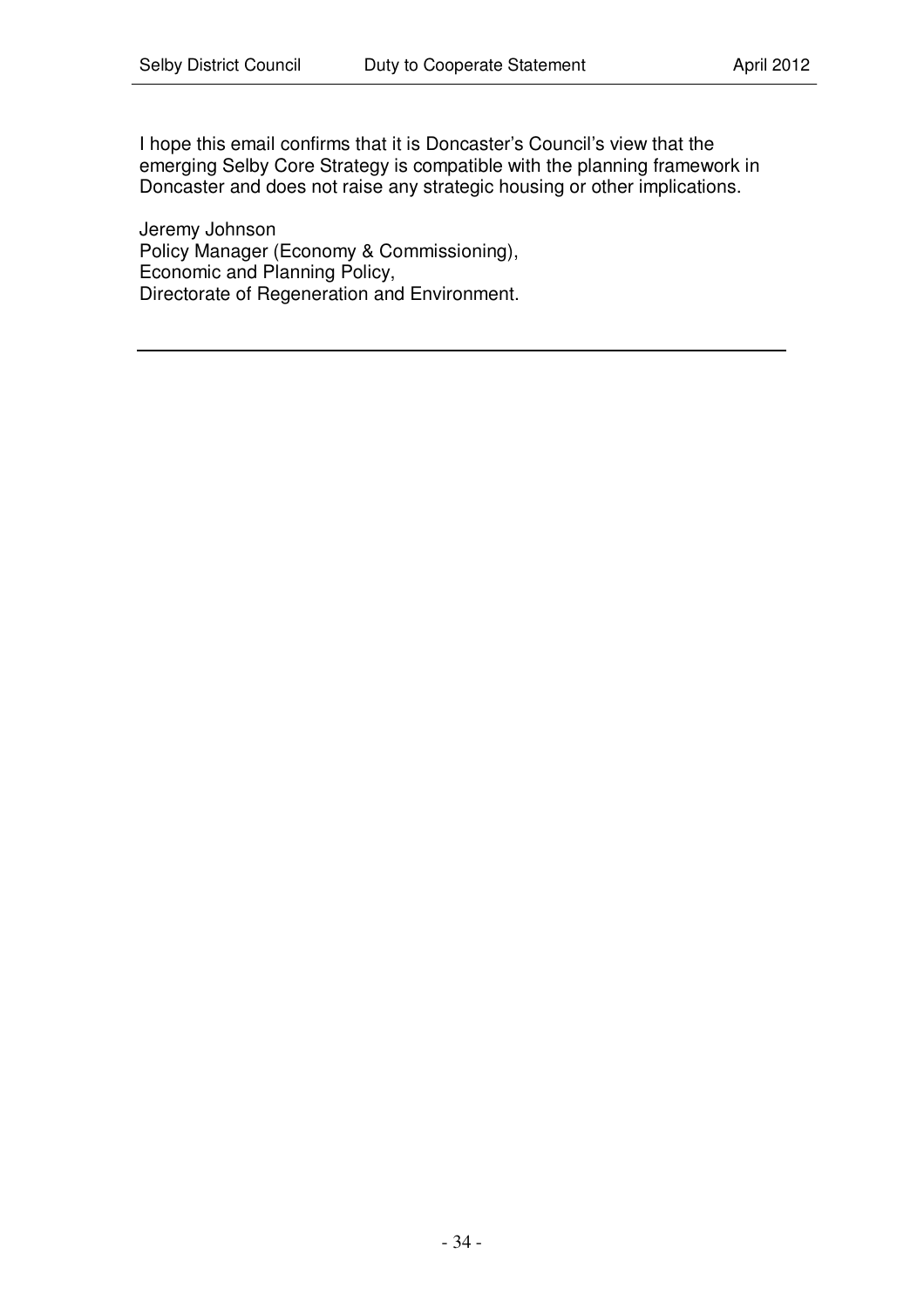I hope this email confirms that it is Doncaster's Council's view that the emerging Selby Core Strategy is compatible with the planning framework in Doncaster and does not raise any strategic housing or other implications.

Jeremy Johnson
Policy Manager (Economy & Commissioning),
Economic and Planning Policy,
Directorate of Regeneration and Environment.

---